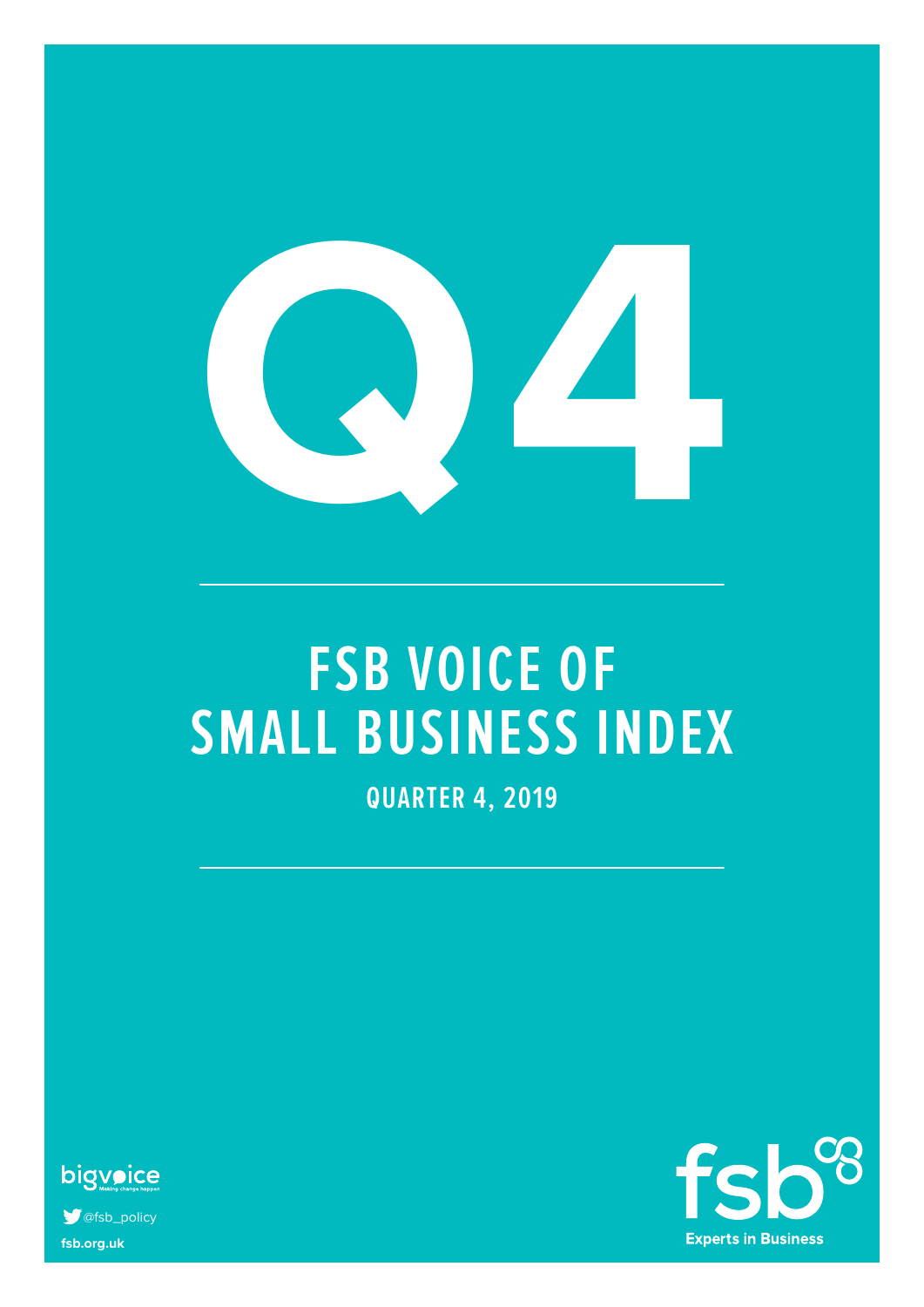# Q4

# FSB VOICE OF SMALL BUSINESS INDEX

## QUARTER 4, 2019

bigvoice
Making change happen

@fsb_policy

fsb.org.uk

fsb
Experts in Business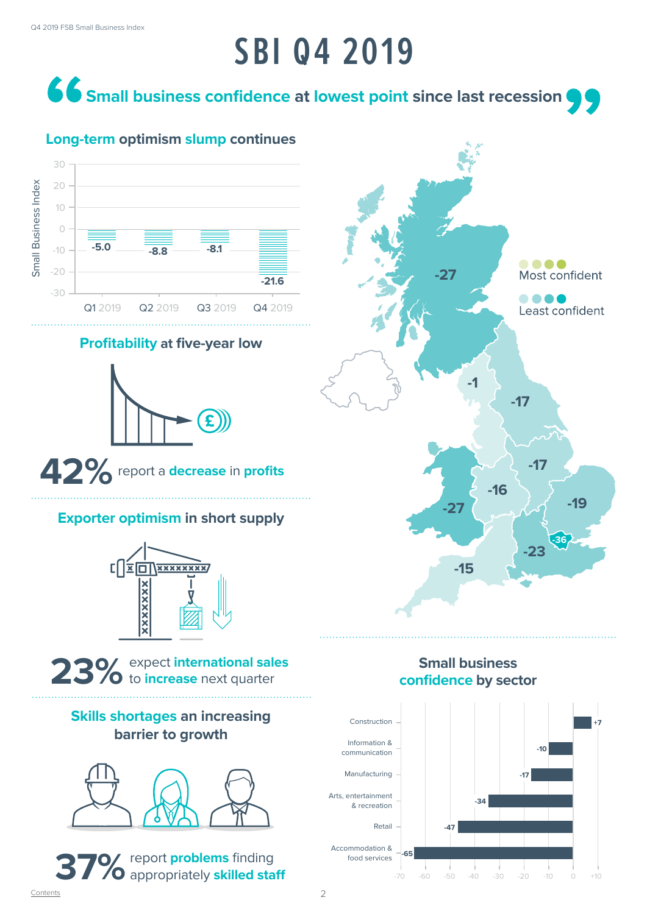# SBI Q4 2019

## “Small business confidence at lowest point since last recession”

### Long-term optimism slump continues

Small Business Index

30
20
10
0
-10
-20
-30

-5.0
-8.8
-8.1
-21.6

Q1 2019
Q2 2019
Q3 2019
Q4 2019

### Profitability at five-year low

**42%** report a **decrease** in **profits**

### Exporter optimism in short supply

**23%** expect **international sales** to **increase** next quarter

### Skills shortages an increasing barrier to growth

**37%** report **problems** finding appropriately **skilled staff**

Most confident

Least confident

-27
-1
-17
-17
-16
-27
-19
-36
-23
-15

### Small business confidence by sector

Construction +7
Information & communication -10
Manufacturing -17
Arts, entertainment & recreation -34
Retail -47
Accommodation & food services -65

-70 -60 -50 -40 -30 -20 -10 0 +10

Contents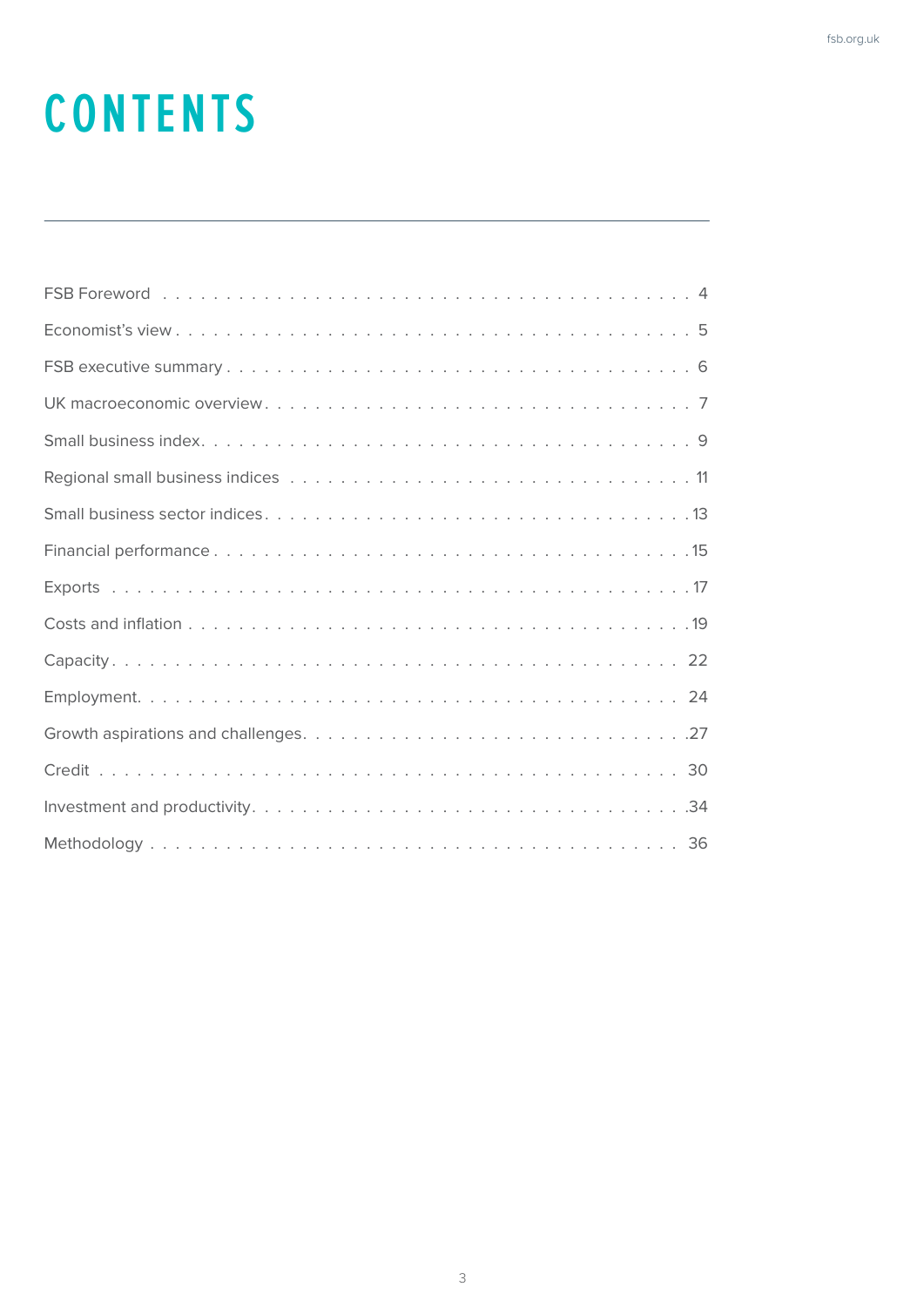# CONTENTS

FSB Foreword . . . . . . . . . . 4

Economist's view . . . . . . . . . . 5

FSB executive summary . . . . . . . . . . 6

UK macroeconomic overview . . . . . . . . . . 7

Small business index . . . . . . . . . . 9

Regional small business indices . . . . . . . . . . 11

Small business sector indices . . . . . . . . . . 13

Financial performance . . . . . . . . . . 15

Exports . . . . . . . . . . 17

Costs and inflation . . . . . . . . . . 19

Capacity . . . . . . . . . . 22

Employment . . . . . . . . . . 24

Growth aspirations and challenges . . . . . . . . . . 27

Credit . . . . . . . . . . 30

Investment and productivity . . . . . . . . . . 34

Methodology . . . . . . . . . . 36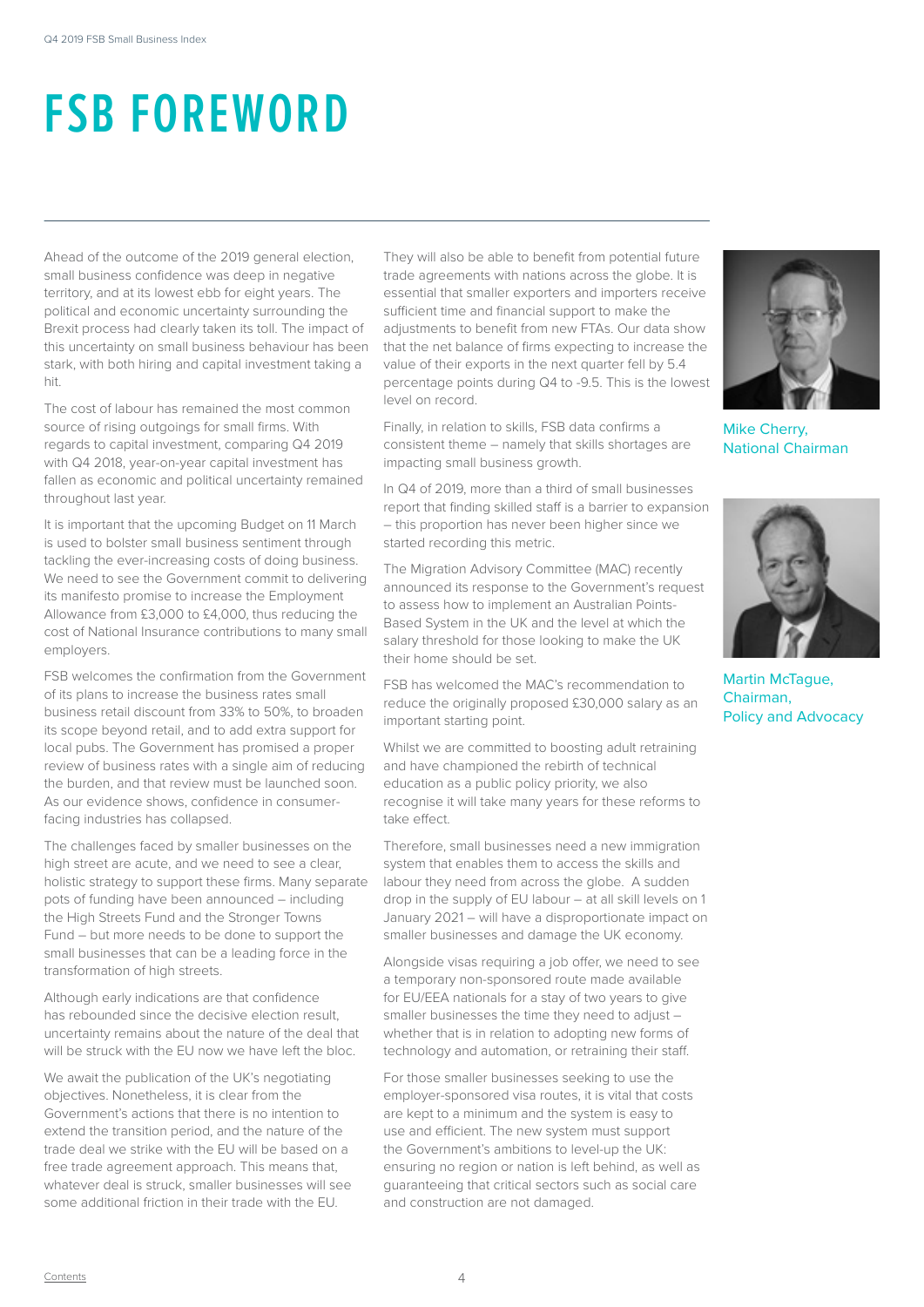# FSB FOREWORD

Ahead of the outcome of the 2019 general election, small business confidence was deep in negative territory, and at its lowest ebb for eight years. The political and economic uncertainty surrounding the Brexit process had clearly taken its toll. The impact of this uncertainty on small business behaviour has been stark, with both hiring and capital investment taking a hit.

The cost of labour has remained the most common source of rising outgoings for small firms. With regards to capital investment, comparing Q4 2019 with Q4 2018, year-on-year capital investment has fallen as economic and political uncertainty remained throughout last year.

It is important that the upcoming Budget on 11 March is used to bolster small business sentiment through tackling the ever-increasing costs of doing business. We need to see the Government commit to delivering its manifesto promise to increase the Employment Allowance from £3,000 to £4,000, thus reducing the cost of National Insurance contributions to many small employers.

FSB welcomes the confirmation from the Government of its plans to increase the business rates small business retail discount from 33% to 50%, to broaden its scope beyond retail, and to add extra support for local pubs. The Government has promised a proper review of business rates with a single aim of reducing the burden, and that review must be launched soon. As our evidence shows, confidence in consumer-facing industries has collapsed.

The challenges faced by smaller businesses on the high street are acute, and we need to see a clear, holistic strategy to support these firms. Many separate pots of funding have been announced – including the High Streets Fund and the Stronger Towns Fund – but more needs to be done to support the small businesses that can be a leading force in the transformation of high streets.

Although early indications are that confidence has rebounded since the decisive election result, uncertainty remains about the nature of the deal that will be struck with the EU now we have left the bloc.

We await the publication of the UK's negotiating objectives. Nonetheless, it is clear from the Government's actions that there is no intention to extend the transition period, and the nature of the trade deal we strike with the EU will be based on a free trade agreement approach. This means that, whatever deal is struck, smaller businesses will see some additional friction in their trade with the EU.

They will also be able to benefit from potential future trade agreements with nations across the globe. It is essential that smaller exporters and importers receive sufficient time and financial support to make the adjustments to benefit from new FTAs. Our data show that the net balance of firms expecting to increase the value of their exports in the next quarter fell by 5.4 percentage points during Q4 to -9.5. This is the lowest level on record.

Finally, in relation to skills, FSB data confirms a consistent theme – namely that skills shortages are impacting small business growth.

In Q4 of 2019, more than a third of small businesses report that finding skilled staff is a barrier to expansion – this proportion has never been higher since we started recording this metric.

The Migration Advisory Committee (MAC) recently announced its response to the Government's request to assess how to implement an Australian Points-Based System in the UK and the level at which the salary threshold for those looking to make the UK their home should be set.

FSB has welcomed the MAC's recommendation to reduce the originally proposed £30,000 salary as an important starting point.

Whilst we are committed to boosting adult retraining and have championed the rebirth of technical education as a public policy priority, we also recognise it will take many years for these reforms to take effect.

Therefore, small businesses need a new immigration system that enables them to access the skills and labour they need from across the globe. A sudden drop in the supply of EU labour – at all skill levels on 1 January 2021 – will have a disproportionate impact on smaller businesses and damage the UK economy.

Alongside visas requiring a job offer, we need to see a temporary non-sponsored route made available for EU/EEA nationals for a stay of two years to give smaller businesses the time they need to adjust – whether that is in relation to adopting new forms of technology and automation, or retraining their staff.

For those smaller businesses seeking to use the employer-sponsored visa routes, it is vital that costs are kept to a minimum and the system is easy to use and efficient. The new system must support the Government's ambitions to level-up the UK: ensuring no region or nation is left behind, as well as guaranteeing that critical sectors such as social care and construction are not damaged.

Mike Cherry,
National Chairman

Martin McTague,
Chairman,
Policy and Advocacy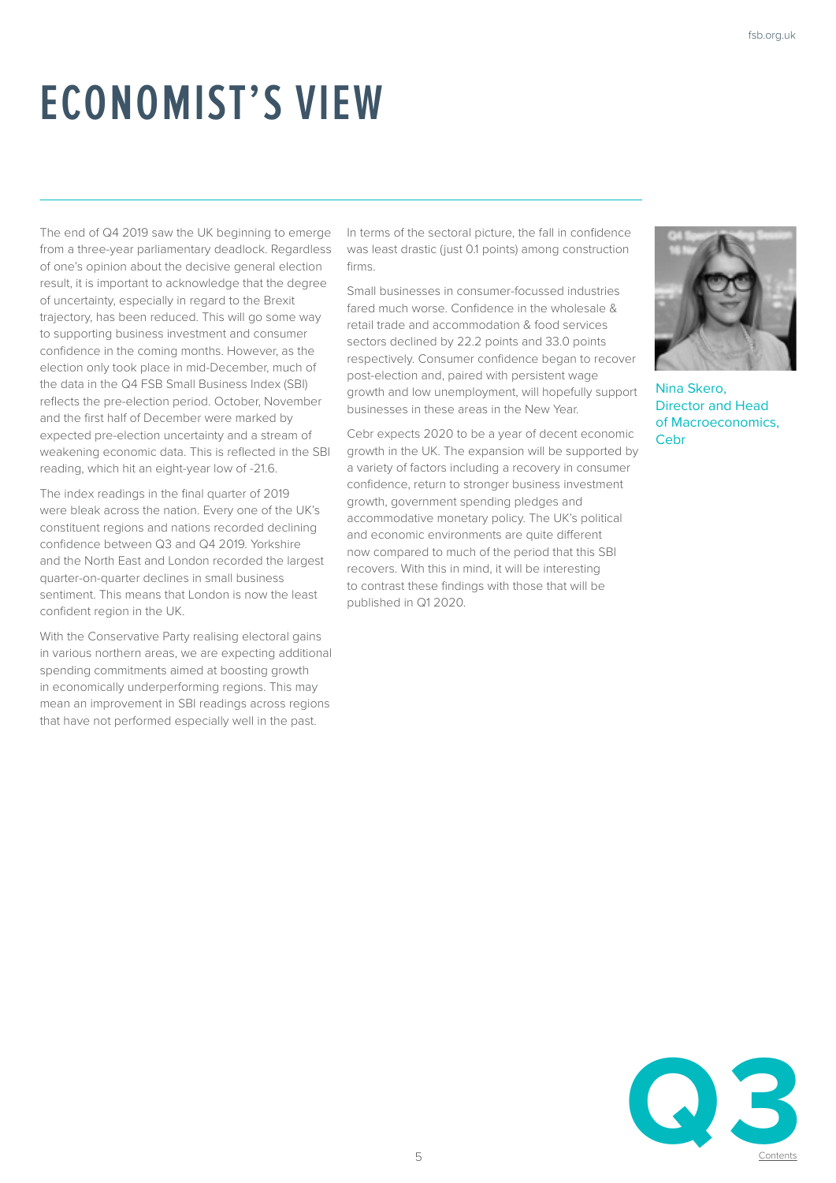# ECONOMIST'S VIEW

The end of Q4 2019 saw the UK beginning to emerge from a three-year parliamentary deadlock. Regardless of one's opinion about the decisive general election result, it is important to acknowledge that the degree of uncertainty, especially in regard to the Brexit trajectory, has been reduced. This will go some way to supporting business investment and consumer confidence in the coming months. However, as the election only took place in mid-December, much of the data in the Q4 FSB Small Business Index (SBI) reflects the pre-election period. October, November and the first half of December were marked by expected pre-election uncertainty and a stream of weakening economic data. This is reflected in the SBI reading, which hit an eight-year low of -21.6.

The index readings in the final quarter of 2019 were bleak across the nation. Every one of the UK's constituent regions and nations recorded declining confidence between Q3 and Q4 2019. Yorkshire and the North East and London recorded the largest quarter-on-quarter declines in small business sentiment. This means that London is now the least confident region in the UK.

With the Conservative Party realising electoral gains in various northern areas, we are expecting additional spending commitments aimed at boosting growth in economically underperforming regions. This may mean an improvement in SBI readings across regions that have not performed especially well in the past.

In terms of the sectoral picture, the fall in confidence was least drastic (just 0.1 points) among construction firms.

Small businesses in consumer-focussed industries fared much worse. Confidence in the wholesale & retail trade and accommodation & food services sectors declined by 22.2 points and 33.0 points respectively. Consumer confidence began to recover post-election and, paired with persistent wage growth and low unemployment, will hopefully support businesses in these areas in the New Year.

Cebr expects 2020 to be a year of decent economic growth in the UK. The expansion will be supported by a variety of factors including a recovery in consumer confidence, return to stronger business investment growth, government spending pledges and accommodative monetary policy. The UK's political and economic environments are quite different now compared to much of the period that this SBI recovers. With this in mind, it will be interesting to contrast these findings with those that will be published in Q1 2020.

Nina Skero, Director and Head of Macroeconomics, Cebr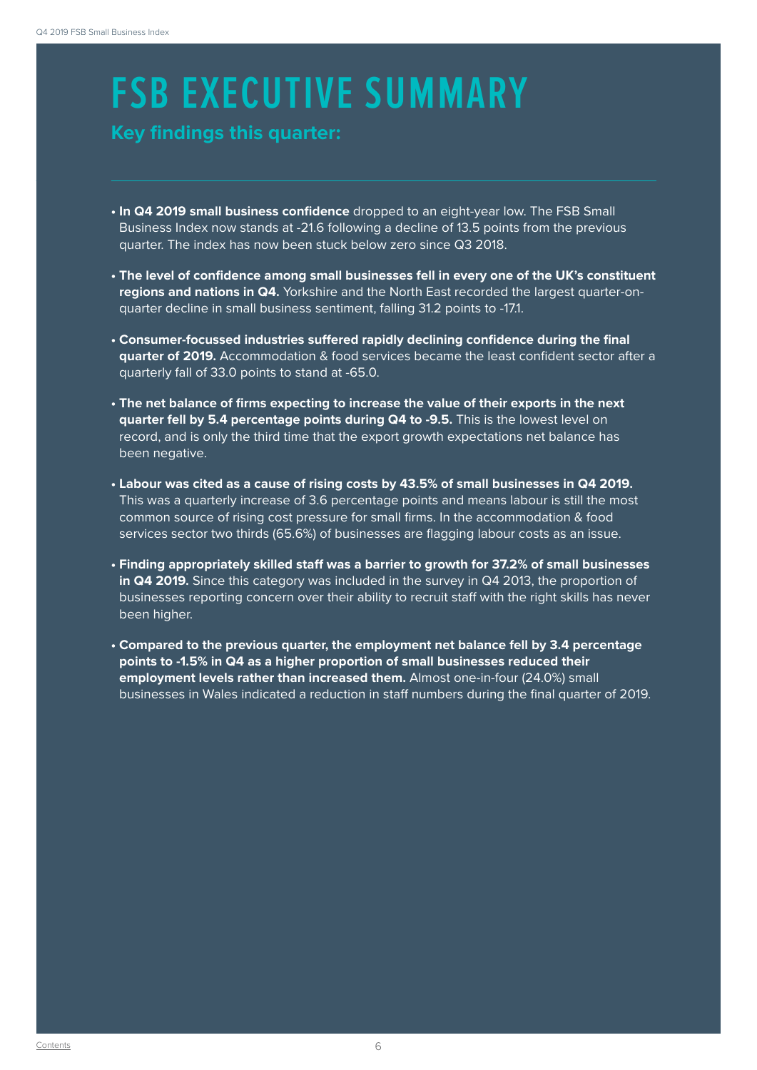# FSB EXECUTIVE SUMMARY

## Key findings this quarter:

- **In Q4 2019 small business confidence** dropped to an eight-year low. The FSB Small Business Index now stands at -21.6 following a decline of 13.5 points from the previous quarter. The index has now been stuck below zero since Q3 2018.
- **The level of confidence among small businesses fell in every one of the UK's constituent regions and nations in Q4.** Yorkshire and the North East recorded the largest quarter-on-quarter decline in small business sentiment, falling 31.2 points to -17.1.
- **Consumer-focussed industries suffered rapidly declining confidence during the final quarter of 2019.** Accommodation & food services became the least confident sector after a quarterly fall of 33.0 points to stand at -65.0.
- **The net balance of firms expecting to increase the value of their exports in the next quarter fell by 5.4 percentage points during Q4 to -9.5.** This is the lowest level on record, and is only the third time that the export growth expectations net balance has been negative.
- **Labour was cited as a cause of rising costs by 43.5% of small businesses in Q4 2019.** This was a quarterly increase of 3.6 percentage points and means labour is still the most common source of rising cost pressure for small firms. In the accommodation & food services sector two thirds (65.6%) of businesses are flagging labour costs as an issue.
- **Finding appropriately skilled staff was a barrier to growth for 37.2% of small businesses in Q4 2019.** Since this category was included in the survey in Q4 2013, the proportion of businesses reporting concern over their ability to recruit staff with the right skills has never been higher.
- **Compared to the previous quarter, the employment net balance fell by 3.4 percentage points to -1.5% in Q4 as a higher proportion of small businesses reduced their employment levels rather than increased them.** Almost one-in-four (24.0%) small businesses in Wales indicated a reduction in staff numbers during the final quarter of 2019.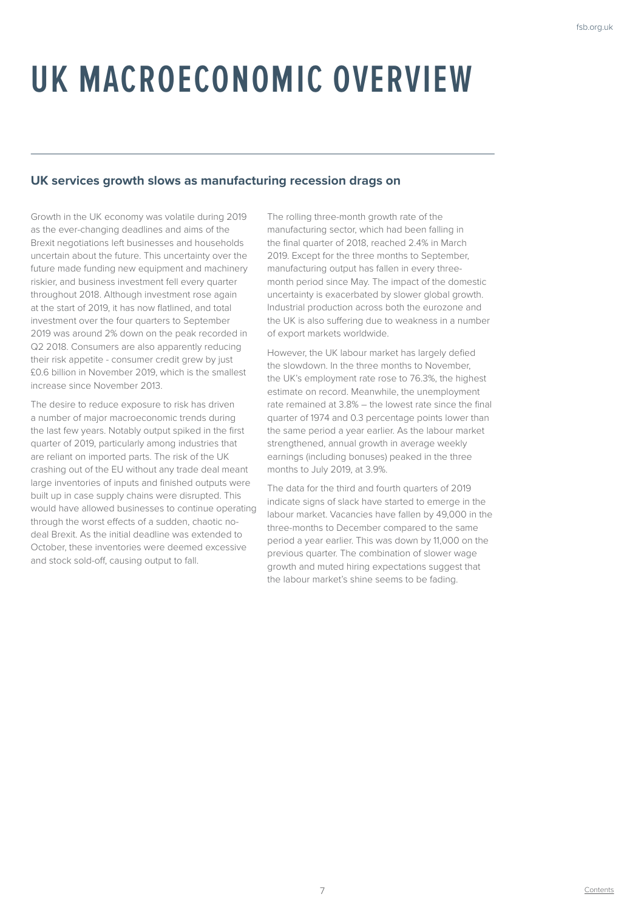# UK MACROECONOMIC OVERVIEW

## UK services growth slows as manufacturing recession drags on

Growth in the UK economy was volatile during 2019 as the ever-changing deadlines and aims of the Brexit negotiations left businesses and households uncertain about the future. This uncertainty over the future made funding new equipment and machinery riskier, and business investment fell every quarter throughout 2018. Although investment rose again at the start of 2019, it has now flatlined, and total investment over the four quarters to September 2019 was around 2% down on the peak recorded in Q2 2018. Consumers are also apparently reducing their risk appetite - consumer credit grew by just £0.6 billion in November 2019, which is the smallest increase since November 2013.

The desire to reduce exposure to risk has driven a number of major macroeconomic trends during the last few years. Notably output spiked in the first quarter of 2019, particularly among industries that are reliant on imported parts. The risk of the UK crashing out of the EU without any trade deal meant large inventories of inputs and finished outputs were built up in case supply chains were disrupted. This would have allowed businesses to continue operating through the worst effects of a sudden, chaotic no-deal Brexit. As the initial deadline was extended to October, these inventories were deemed excessive and stock sold-off, causing output to fall.

The rolling three-month growth rate of the manufacturing sector, which had been falling in the final quarter of 2018, reached 2.4% in March 2019. Except for the three months to September, manufacturing output has fallen in every three-month period since May. The impact of the domestic uncertainty is exacerbated by slower global growth. Industrial production across both the eurozone and the UK is also suffering due to weakness in a number of export markets worldwide.

However, the UK labour market has largely defied the slowdown. In the three months to November, the UK's employment rate rose to 76.3%, the highest estimate on record. Meanwhile, the unemployment rate remained at 3.8% – the lowest rate since the final quarter of 1974 and 0.3 percentage points lower than the same period a year earlier. As the labour market strengthened, annual growth in average weekly earnings (including bonuses) peaked in the three months to July 2019, at 3.9%.

The data for the third and fourth quarters of 2019 indicate signs of slack have started to emerge in the labour market. Vacancies have fallen by 49,000 in the three-months to December compared to the same period a year earlier. This was down by 11,000 on the previous quarter. The combination of slower wage growth and muted hiring expectations suggest that the labour market's shine seems to be fading.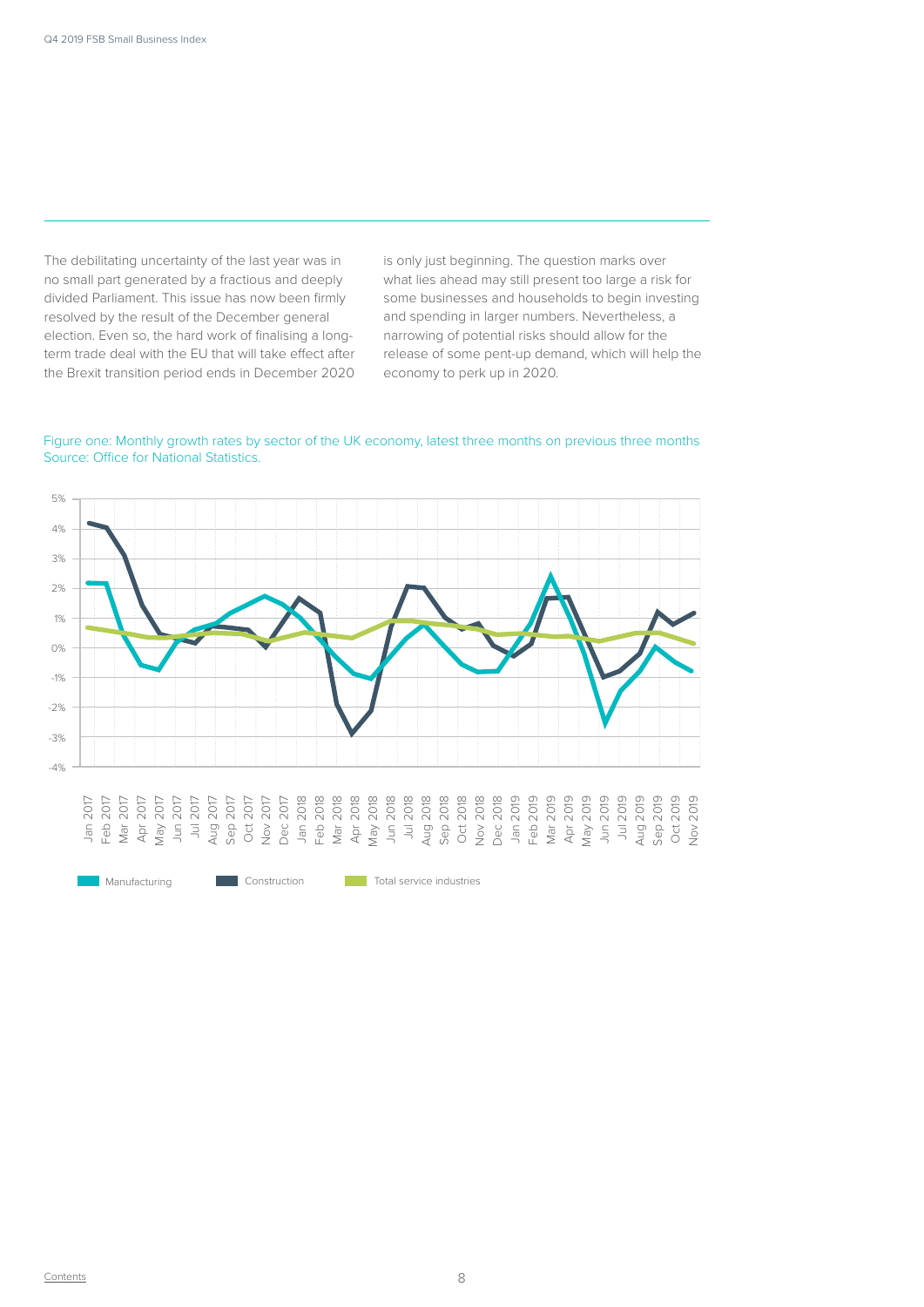The debilitating uncertainty of the last year was in no small part generated by a fractious and deeply divided Parliament. This issue has now been firmly resolved by the result of the December general election. Even so, the hard work of finalising a long-term trade deal with the EU that will take effect after the Brexit transition period ends in December 2020 is only just beginning. The question marks over what lies ahead may still present too large a risk for some businesses and households to begin investing and spending in larger numbers. Nevertheless, a narrowing of potential risks should allow for the release of some pent-up demand, which will help the economy to perk up in 2020.

Figure one: Monthly growth rates by sector of the UK economy, latest three months on previous three months
Source: Office for National Statistics.

5%
4%
3%
2%
1%
0%
-1%
-2%
-3%
-4%

Jan 2017
Feb 2017
Mar 2017
Apr 2017
May 2017
Jun 2017
Jul 2017
Aug 2017
Sep 2017
Oct 2017
Nov 2017
Dec 2017
Jan 2018
Feb 2018
Mar 2018
Apr 2018
May 2018
Jun 2018
Jul 2018
Aug 2018
Sep 2018
Oct 2018
Nov 2018
Dec 2018
Jan 2019
Feb 2019
Mar 2019
Apr 2019
May 2019
Jun 2019
Jul 2019
Aug 2019
Sep 2019
Oct 2019
Nov 2019

Manufacturing
Construction
Total service industries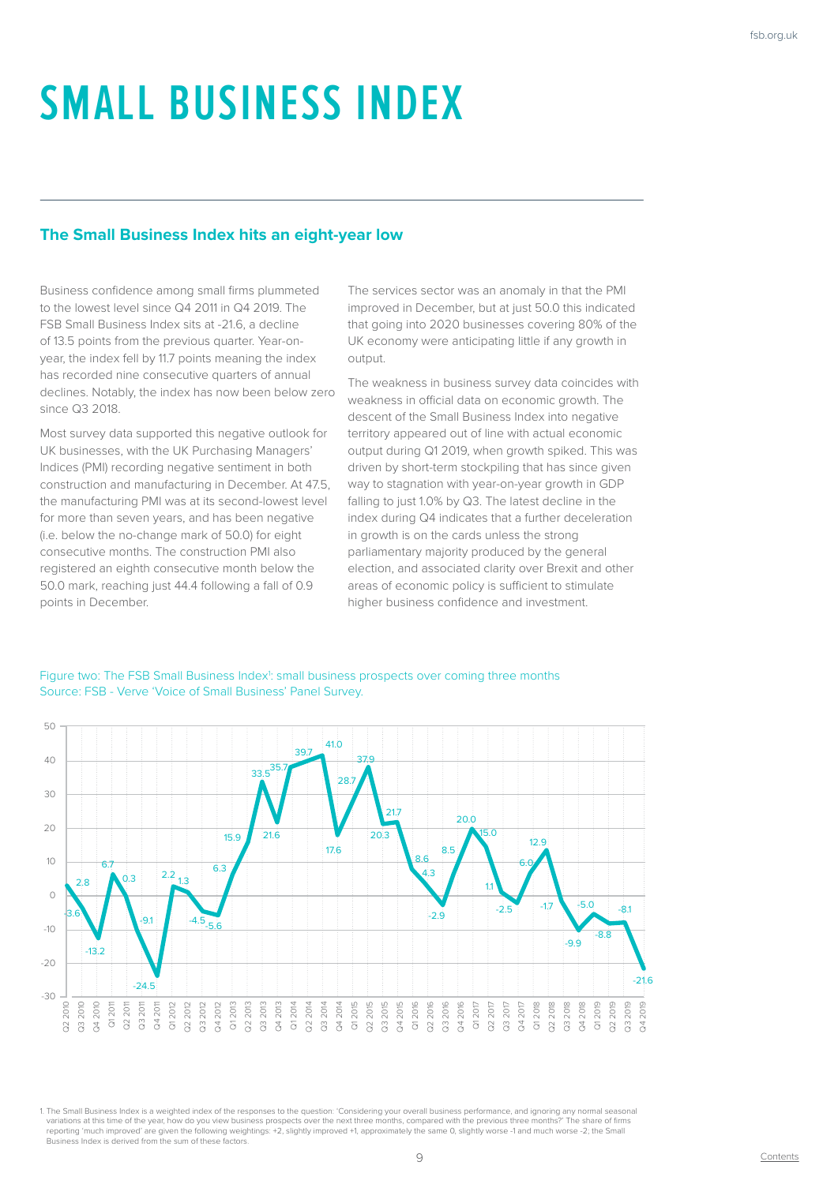# SMALL BUSINESS INDEX

## The Small Business Index hits an eight-year low

Business confidence among small firms plummeted to the lowest level since Q4 2011 in Q4 2019. The FSB Small Business Index sits at -21.6, a decline of 13.5 points from the previous quarter. Year-on-year, the index fell by 11.7 points meaning the index has recorded nine consecutive quarters of annual declines. Notably, the index has now been below zero since Q3 2018.

Most survey data supported this negative outlook for UK businesses, with the UK Purchasing Managers' Indices (PMI) recording negative sentiment in both construction and manufacturing in December. At 47.5, the manufacturing PMI was at its second-lowest level for more than seven years, and has been negative (i.e. below the no-change mark of 50.0) for eight consecutive months. The construction PMI also registered an eighth consecutive month below the 50.0 mark, reaching just 44.4 following a fall of 0.9 points in December.

The services sector was an anomaly in that the PMI improved in December, but at just 50.0 this indicated that going into 2020 businesses covering 80% of the UK economy were anticipating little if any growth in output.

The weakness in business survey data coincides with weakness in official data on economic growth. The descent of the Small Business Index into negative territory appeared out of line with actual economic output during Q1 2019, when growth spiked. This was driven by short-term stockpiling that has since given way to stagnation with year-on-year growth in GDP falling to just 1.0% by Q3. The latest decline in the index during Q4 indicates that a further deceleration in growth is on the cards unless the strong parliamentary majority produced by the general election, and associated clarity over Brexit and other areas of economic policy is sufficient to stimulate higher business confidence and investment.

Figure two: The FSB Small Business Index[1]: small business prospects over coming three months
Source: FSB - Verve 'Voice of Small Business' Panel Survey.

| Quarter | Index |
|---|---|
| Q2 2010 | 2.8 |
| Q3 2010 | -3.6 |
| Q4 2010 | -13.2 |
| Q1 2011 | 6.7 |
| Q2 2011 | 0.3 |
| Q3 2011 | -9.1 |
| Q4 2011 | -24.5 |
| Q1 2012 | 2.2 |
| Q2 2012 | 1.3 |
| Q3 2012 | -4.5 |
| Q4 2012 | -5.6 |
| Q1 2013 | 6.3 |
| Q2 2013 | 15.9 |
| Q3 2013 | 33.5 |
| Q4 2013 | 21.6 |
| Q1 2014 | 35.7 |
| Q2 2014 | 39.7 |
| Q3 2014 | 41.0 |
| Q4 2014 | 17.6 |
| Q1 2015 | 28.7 |
| Q2 2015 | 37.9 |
| Q3 2015 | 20.3 |
| Q4 2015 | 21.7 |
| Q1 2016 | 8.6 |
| Q2 2016 | 4.3 |
| Q3 2016 | -2.9 |
| Q4 2016 | 8.5 |
| Q1 2017 | 20.0 |
| Q2 2017 | 15.0 |
| Q3 2017 | 1.1 |
| Q4 2017 | -2.5 |
| Q1 2018 | 6.0 |
| Q2 2018 | 12.9 |
| Q3 2018 | -1.7 |
| Q4 2018 | -9.9 |
| Q1 2019 | -5.0 |
| Q2 2019 | -8.8 |
| Q3 2019 | -8.1 |
| Q4 2019 | -21.6 |

1. The Small Business Index is a weighted index of the responses to the question: 'Considering your overall business performance, and ignoring any normal seasonal variations at this time of the year, how do you view business prospects over the next three months, compared with the previous three months?' The share of firms reporting 'much improved' are given the following weightings: +2, slightly improved +1, approximately the same 0, slightly worse -1 and much worse -2; the Small Business Index is derived from the sum of these factors.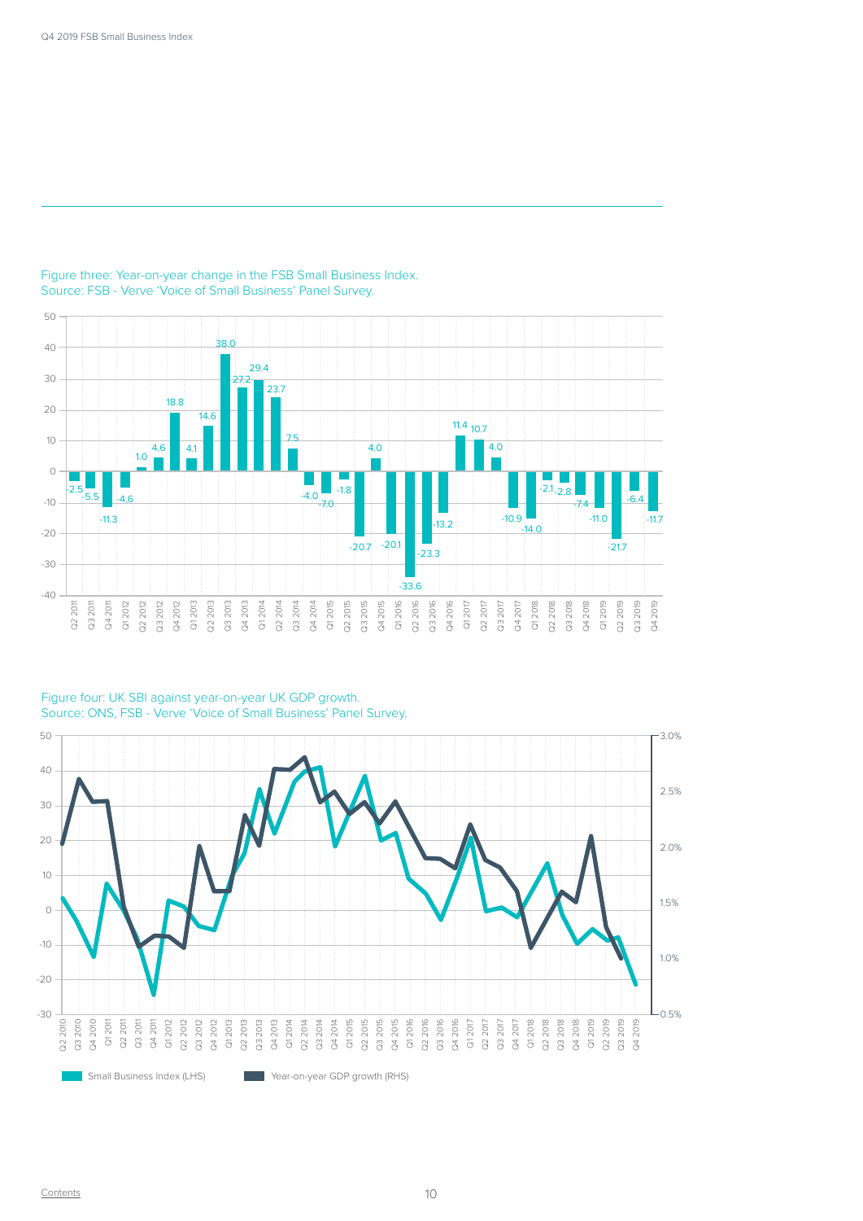Figure three: Year-on-year change in the FSB Small Business Index.
Source: FSB - Verve 'Voice of Small Business' Panel Survey.

50
40
30
20
10
0
-10
-20
-30
-40

-2.5 -5.5 -11.3 -4.6 1.0 4.6 18.8 4.1 14.6 38.0 27.2 29.4 23.7 7.5 -4.0 -7.0 -1.8 -20.7 4.0 -20.1 -33.6 -23.3 -13.2 11.4 10.7 4.0 -10.9 -14.0 -2.1 -2.8 -7.4 -11.0 -21.7 -6.4 -11.7

Q2 2011, Q3 2011, Q4 2011, Q1 2012, Q2 2012, Q3 2012, Q4 2012, Q1 2013, Q2 2013, Q3 2013, Q4 2013, Q1 2014, Q2 2014, Q3 2014, Q4 2014, Q1 2015, Q2 2015, Q3 2015, Q4 2015, Q1 2016, Q2 2016, Q3 2016, Q4 2016, Q1 2017, Q2 2017, Q3 2017, Q4 2017, Q1 2018, Q2 2018, Q3 2018, Q4 2018, Q1 2019, Q2 2019, Q3 2019, Q4 2019

Figure four: UK SBI against year-on-year UK GDP growth.
Source: ONS, FSB - Verve 'Voice of Small Business' Panel Survey.

50
40
30
20
10
0
-10
-20
-30

3.0%
2.5%
2.0%
1.5%
1.0%
0.5%

Q2 2010, Q3 2010, Q4 2010, Q1 2011, Q2 2011, Q3 2011, Q4 2011, Q1 2012, Q2 2012, Q3 2012, Q4 2012, Q1 2013, Q2 2013, Q3 2013, Q4 2013, Q1 2014, Q2 2014, Q3 2014, Q4 2014, Q1 2015, Q2 2015, Q3 2015, Q4 2015, Q1 2016, Q2 2016, Q3 2016, Q4 2016, Q1 2017, Q2 2017, Q3 2017, Q4 2017, Q1 2018, Q2 2018, Q3 2018, Q4 2018, Q1 2019, Q2 2019, Q3 2019, Q4 2019

Small Business Index (LHS)
Year-on-year GDP growth (RHS)

Contents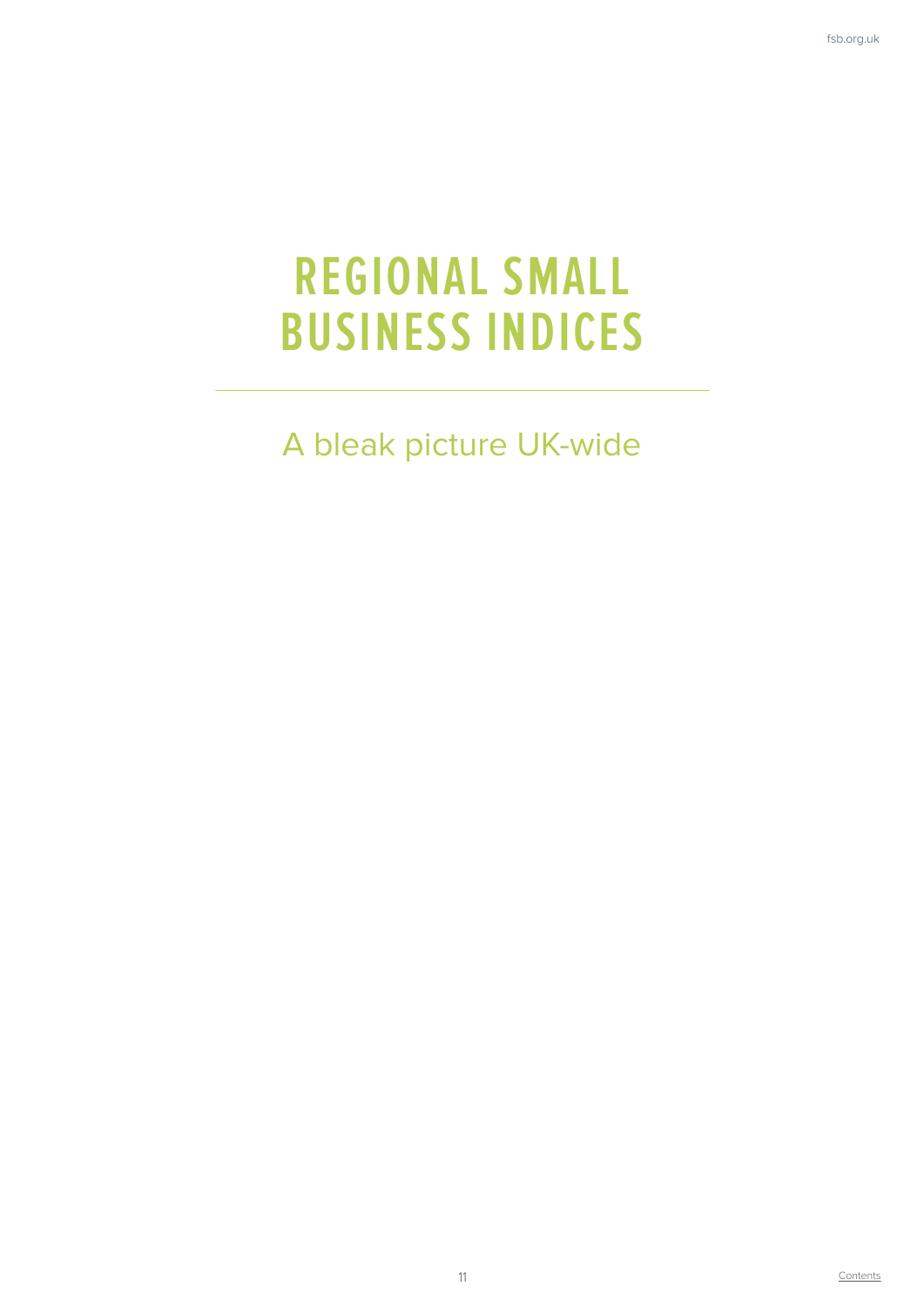# REGIONAL SMALL BUSINESS INDICES

A bleak picture UK-wide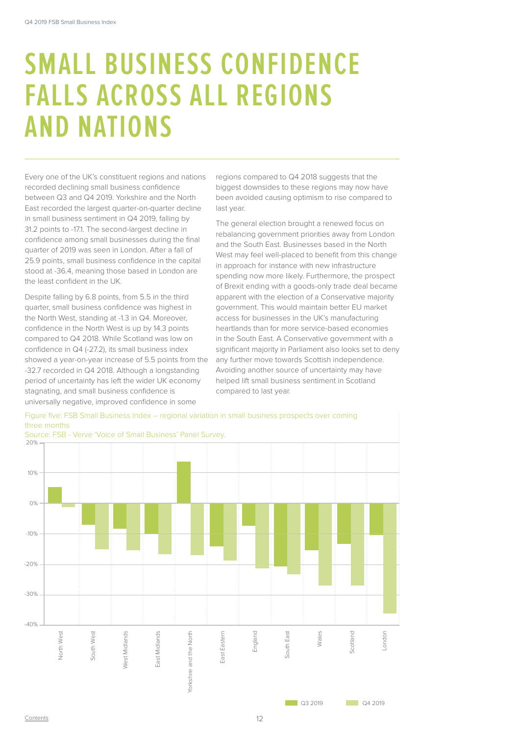# SMALL BUSINESS CONFIDENCE FALLS ACROSS ALL REGIONS AND NATIONS

Every one of the UK's constituent regions and nations recorded declining small business confidence between Q3 and Q4 2019. Yorkshire and the North East recorded the largest quarter-on-quarter decline in small business sentiment in Q4 2019, falling by 31.2 points to -17.1. The second-largest decline in confidence among small businesses during the final quarter of 2019 was seen in London. After a fall of 25.9 points, small business confidence in the capital stood at -36.4, meaning those based in London are the least confident in the UK.

Despite falling by 6.8 points, from 5.5 in the third quarter, small business confidence was highest in the North West, standing at -1.3 in Q4. Moreover, confidence in the North West is up by 14.3 points compared to Q4 2018. While Scotland was low on confidence in Q4 (-27.2), its small business index showed a year-on-year increase of 5.5 points from the -32.7 recorded in Q4 2018. Although a longstanding period of uncertainty has left the wider UK economy stagnating, and small business confidence is universally negative, improved confidence in some regions compared to Q4 2018 suggests that the biggest downsides to these regions may now have been avoided causing optimism to rise compared to last year.

The general election brought a renewed focus on rebalancing government priorities away from London and the South East. Businesses based in the North West may feel well-placed to benefit from this change in approach for instance with new infrastructure spending now more likely. Furthermore, the prospect of Brexit ending with a goods-only trade deal became apparent with the election of a Conservative majority government. This would maintain better EU market access for businesses in the UK's manufacturing heartlands than for more service-based economies in the South East. A Conservative government with a significant majority in Parliament also looks set to deny any further move towards Scottish independence. Avoiding another source of uncertainty may have helped lift small business sentiment in Scotland compared to last year.

Figure five: FSB Small Business Index – regional variation in small business prospects over coming three months

Source: FSB - Verve 'Voice of Small Business' Panel Survey.

20%
10%
0%
-10%
-20%
-30%
-40%

North West
South West
West Midlands
East Midlands
Yorkshire and the North
East Eastern
England
South East
Wales
Scotland
London

Q3 2019
Q4 2019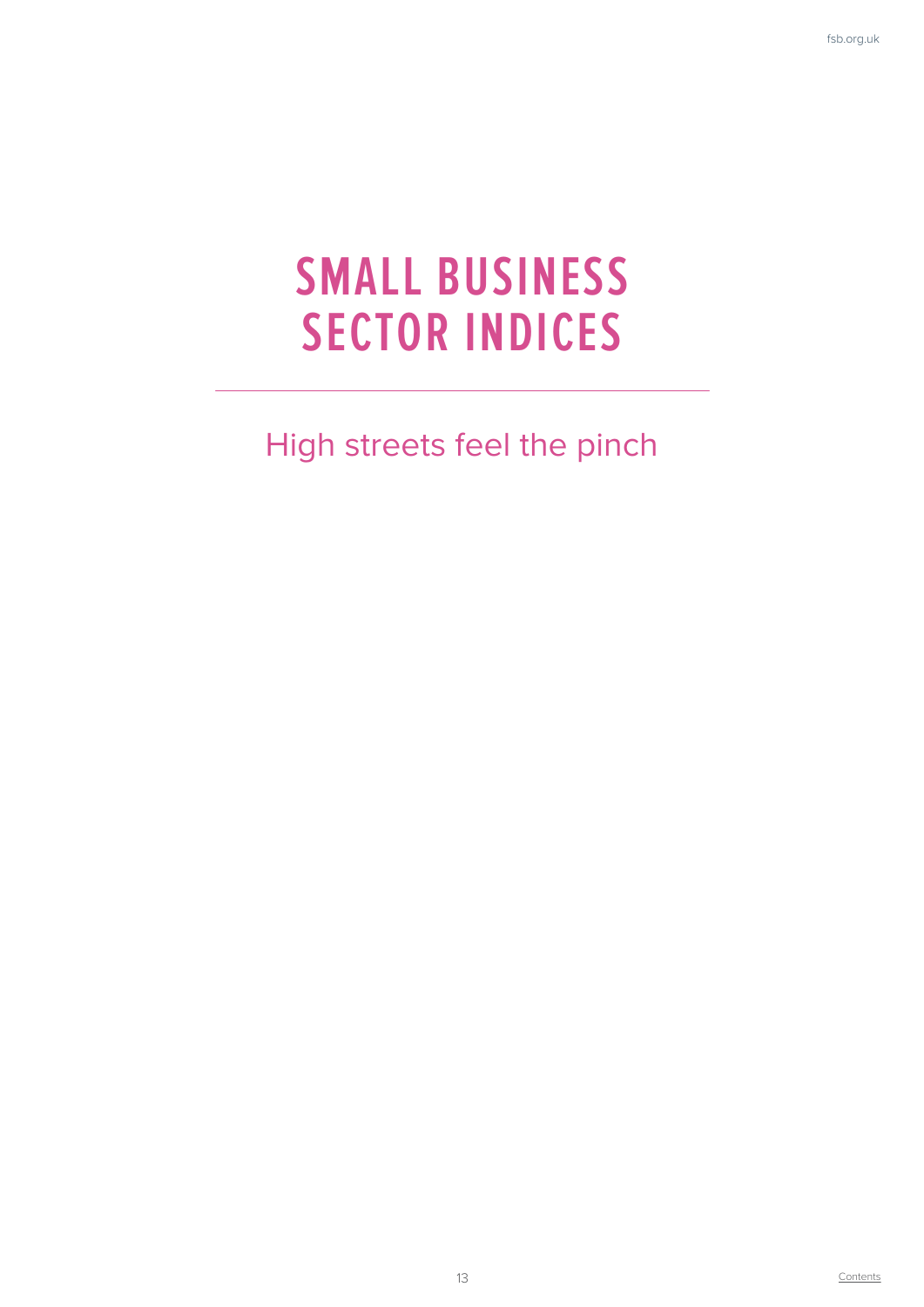# SMALL BUSINESS SECTOR INDICES

High streets feel the pinch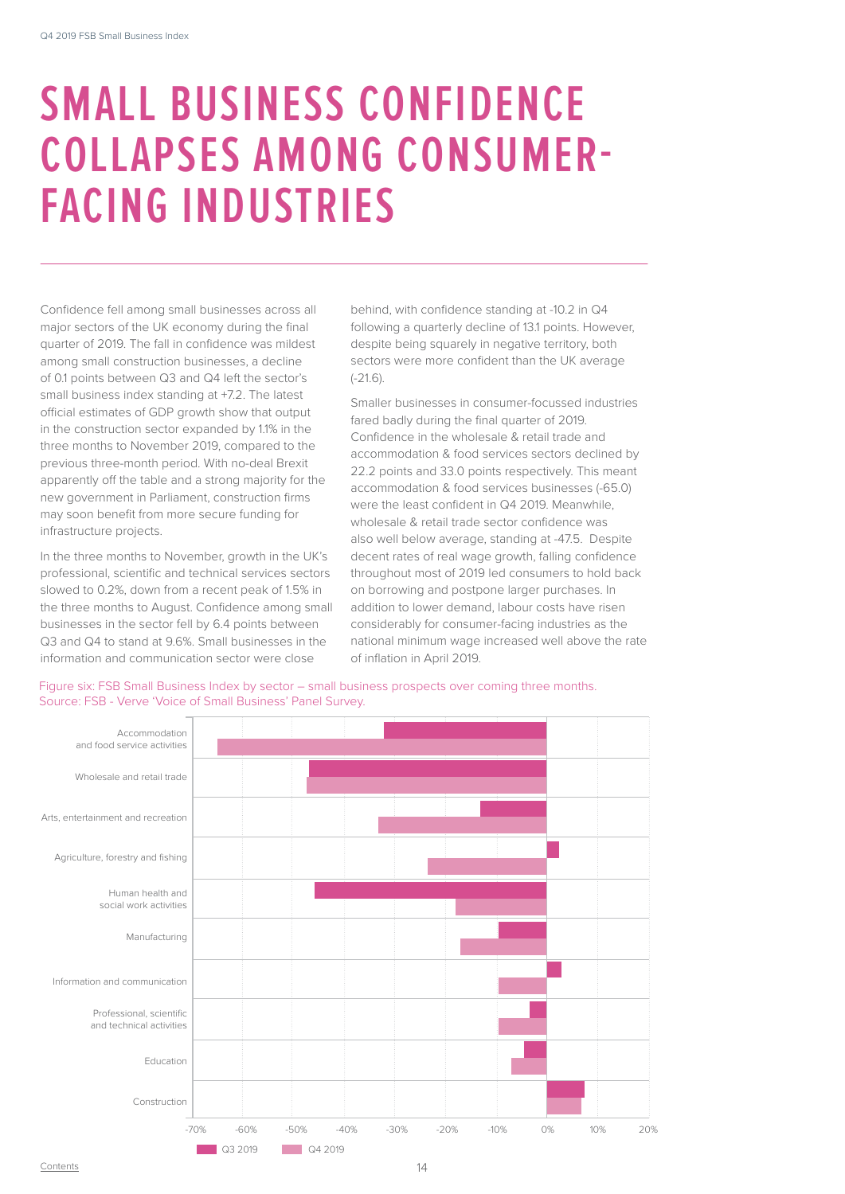# SMALL BUSINESS CONFIDENCE COLLAPSES AMONG CONSUMER-FACING INDUSTRIES

Confidence fell among small businesses across all major sectors of the UK economy during the final quarter of 2019. The fall in confidence was mildest among small construction businesses, a decline of 0.1 points between Q3 and Q4 left the sector's small business index standing at +7.2. The latest official estimates of GDP growth show that output in the construction sector expanded by 1.1% in the three months to November 2019, compared to the previous three-month period. With no-deal Brexit apparently off the table and a strong majority for the new government in Parliament, construction firms may soon benefit from more secure funding for infrastructure projects.

In the three months to November, growth in the UK's professional, scientific and technical services sectors slowed to 0.2%, down from a recent peak of 1.5% in the three months to August. Confidence among small businesses in the sector fell by 6.4 points between Q3 and Q4 to stand at 9.6%. Small businesses in the information and communication sector were close behind, with confidence standing at -10.2 in Q4 following a quarterly decline of 13.1 points. However, despite being squarely in negative territory, both sectors were more confident than the UK average (-21.6).

Smaller businesses in consumer-focussed industries fared badly during the final quarter of 2019. Confidence in the wholesale & retail trade and accommodation & food services sectors declined by 22.2 points and 33.0 points respectively. This meant accommodation & food services businesses (-65.0) were the least confident in Q4 2019. Meanwhile, wholesale & retail trade sector confidence was also well below average, standing at -47.5. Despite decent rates of real wage growth, falling confidence throughout most of 2019 led consumers to hold back on borrowing and postpone larger purchases. In addition to lower demand, labour costs have risen considerably for consumer-facing industries as the national minimum wage increased well above the rate of inflation in April 2019.

Figure six: FSB Small Business Index by sector – small business prospects over coming three months. Source: FSB - Verve 'Voice of Small Business' Panel Survey.

Accommodation and food service activities
Wholesale and retail trade
Arts, entertainment and recreation
Agriculture, forestry and fishing
Human health and social work activities
Manufacturing
Information and communication
Professional, scientific and technical activities
Education
Construction

-70% -60% -50% -40% -30% -20% -10% 0% 10% 20%

Q3 2019 Q4 2019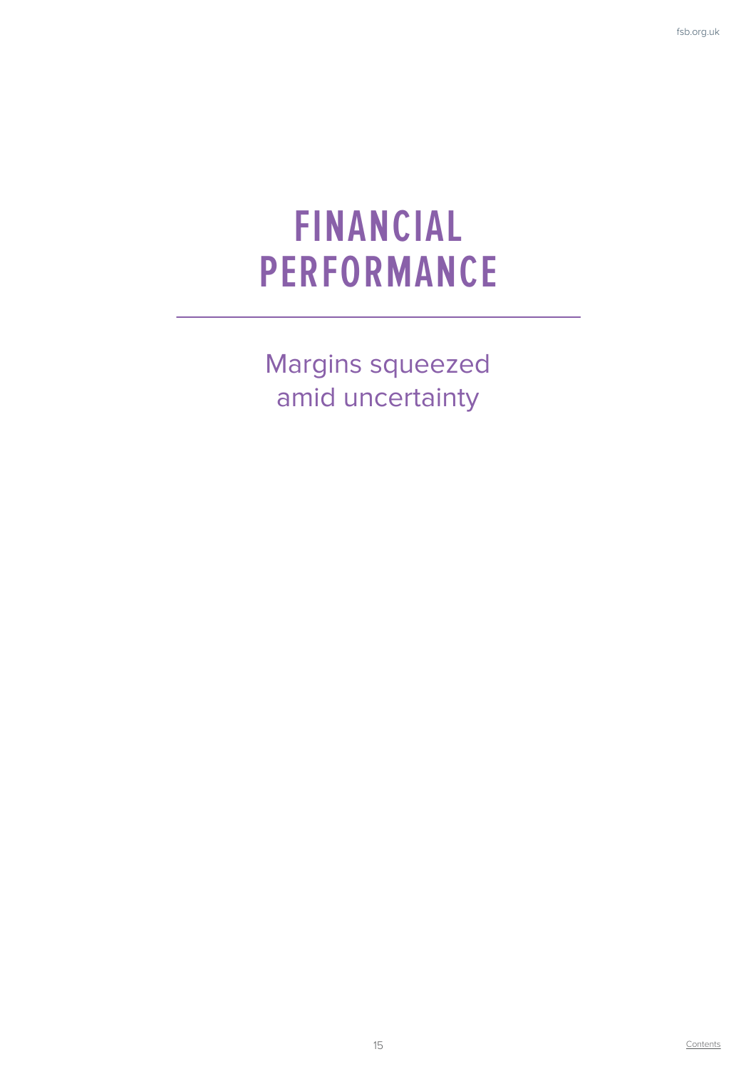# FINANCIAL PERFORMANCE

Margins squeezed amid uncertainty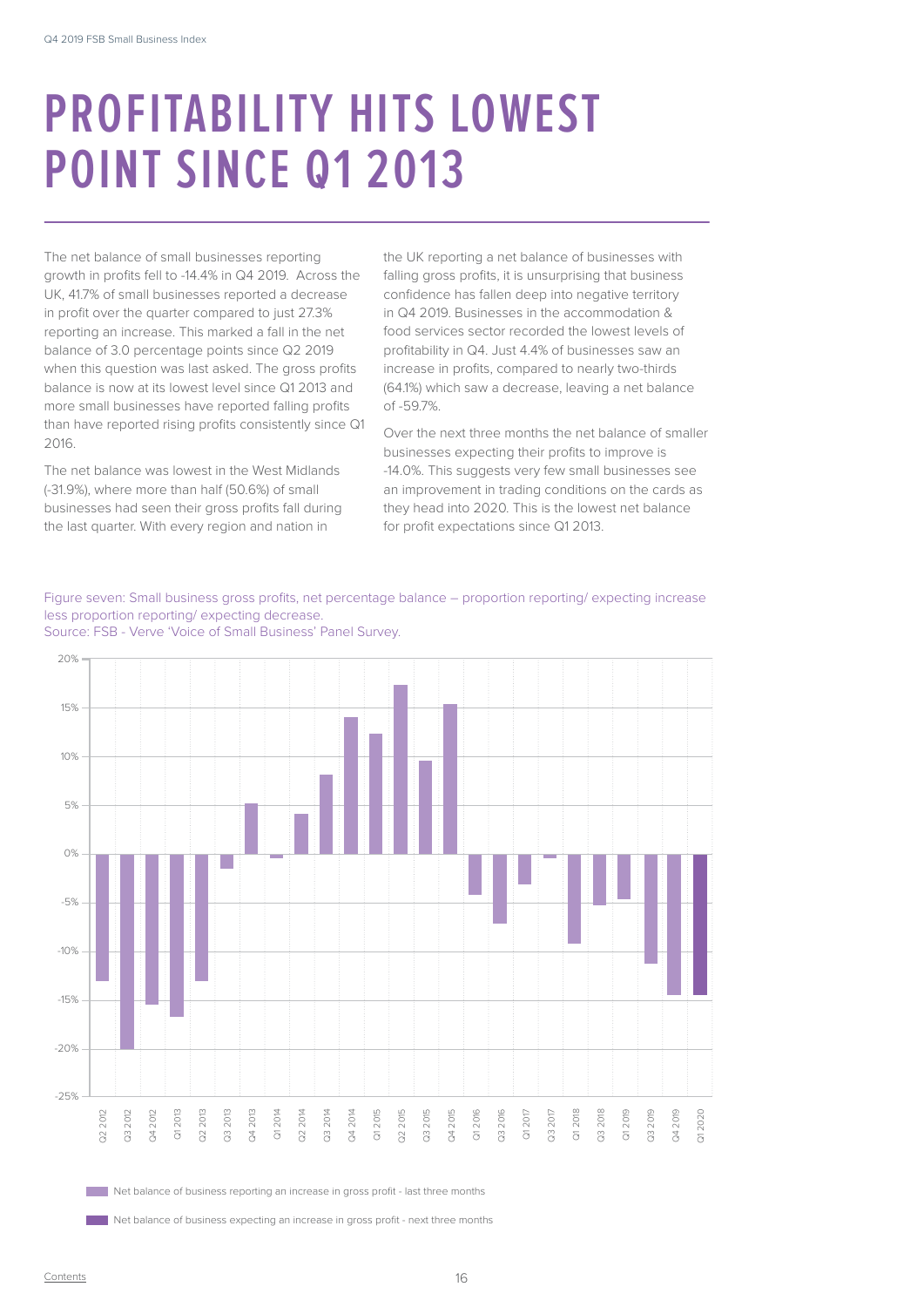# PROFITABILITY HITS LOWEST POINT SINCE Q1 2013

The net balance of small businesses reporting growth in profits fell to -14.4% in Q4 2019. Across the UK, 41.7% of small businesses reported a decrease in profit over the quarter compared to just 27.3% reporting an increase. This marked a fall in the net balance of 3.0 percentage points since Q2 2019 when this question was last asked. The gross profits balance is now at its lowest level since Q1 2013 and more small businesses have reported falling profits than have reported rising profits consistently since Q1 2016.

The net balance was lowest in the West Midlands (-31.9%), where more than half (50.6%) of small businesses had seen their gross profits fall during the last quarter. With every region and nation in the UK reporting a net balance of businesses with falling gross profits, it is unsurprising that business confidence has fallen deep into negative territory in Q4 2019. Businesses in the accommodation & food services sector recorded the lowest levels of profitability in Q4. Just 4.4% of businesses saw an increase in profits, compared to nearly two-thirds (64.1%) which saw a decrease, leaving a net balance of -59.7%.

Over the next three months the net balance of smaller businesses expecting their profits to improve is -14.0%. This suggests very few small businesses see an improvement in trading conditions on the cards as they head into 2020. This is the lowest net balance for profit expectations since Q1 2013.

Figure seven: Small business gross profits, net percentage balance – proportion reporting/ expecting increase less proportion reporting/ expecting decrease.
Source: FSB - Verve 'Voice of Small Business' Panel Survey.

20%
15%
10%
5%
0%
-5%
-10%
-15%
-20%
-25%

Q2 2012, Q3 2012, Q4 2012, Q1 2013, Q2 2013, Q3 2013, Q4 2013, Q1 2014, Q2 2014, Q3 2014, Q4 2014, Q1 2015, Q2 2015, Q3 2015, Q4 2015, Q1 2016, Q3 2016, Q1 2017, Q3 2017, Q1 2018, Q3 2018, Q1 2019, Q3 2019, Q4 2019, Q1 2020

Net balance of business reporting an increase in gross profit - last three months

Net balance of business expecting an increase in gross profit - next three months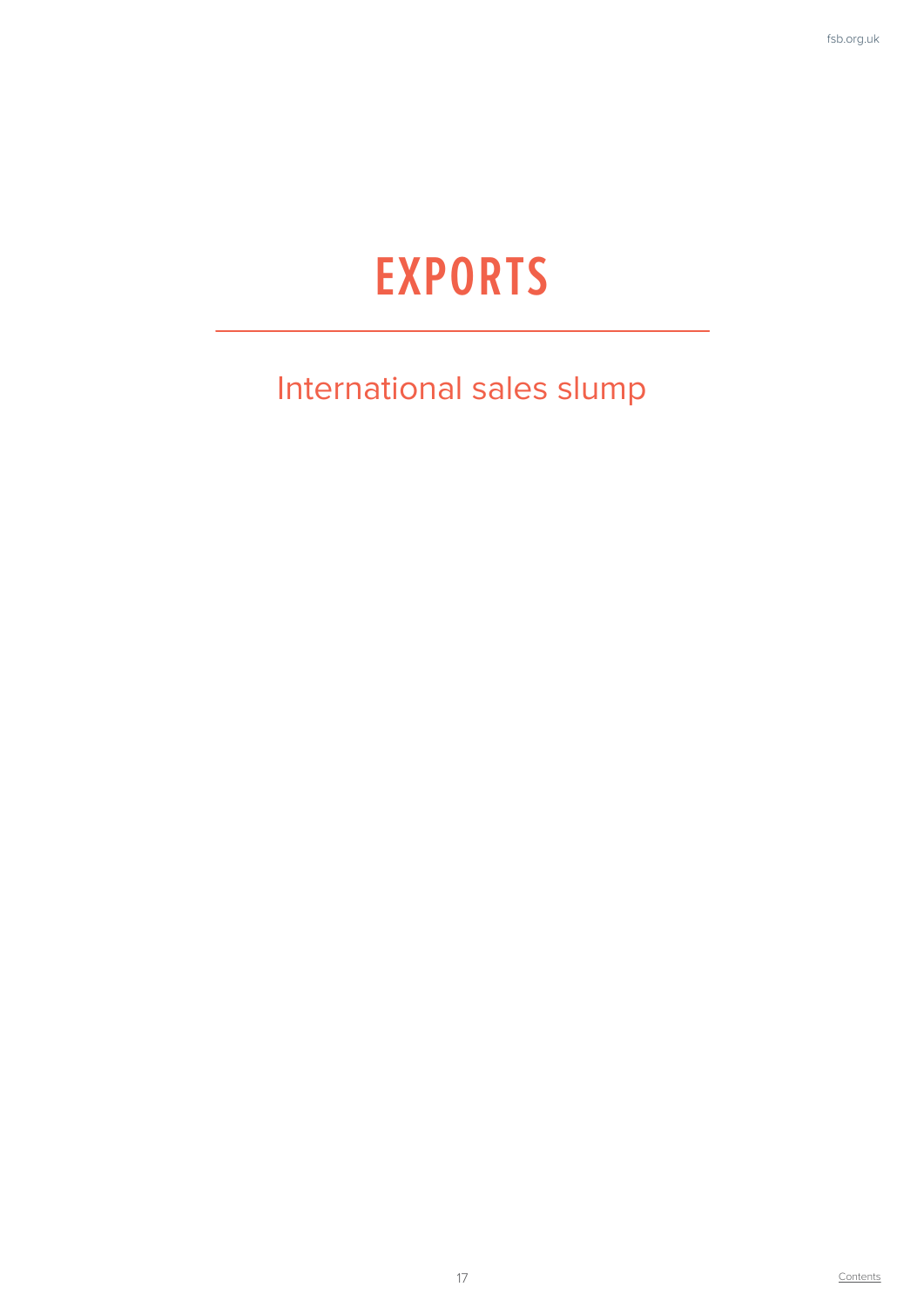# EXPORTS

International sales slump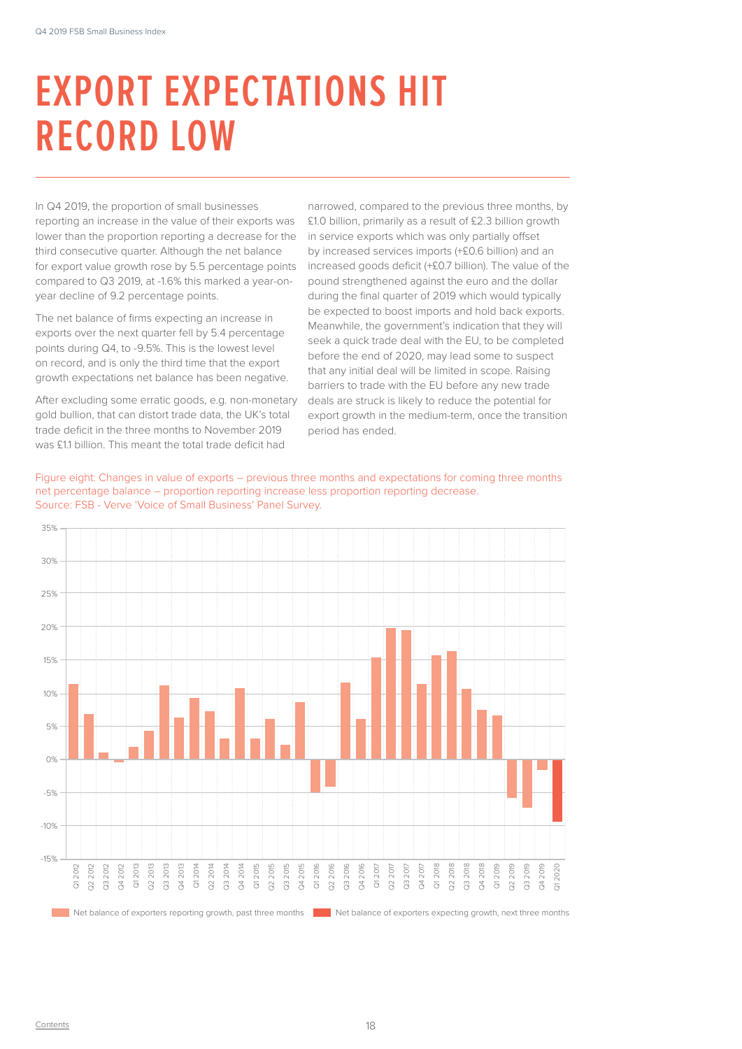# EXPORT EXPECTATIONS HIT RECORD LOW

In Q4 2019, the proportion of small businesses reporting an increase in the value of their exports was lower than the proportion reporting a decrease for the third consecutive quarter. Although the net balance for export value growth rose by 5.5 percentage points compared to Q3 2019, at -1.6% this marked a year-on-year decline of 9.2 percentage points.

The net balance of firms expecting an increase in exports over the next quarter fell by 5.4 percentage points during Q4, to -9.5%. This is the lowest level on record, and is only the third time that the export growth expectations net balance has been negative.

After excluding some erratic goods, e.g. non-monetary gold bullion, that can distort trade data, the UK's total trade deficit in the three months to November 2019 was £1.1 billion. This meant the total trade deficit had narrowed, compared to the previous three months, by £1.0 billion, primarily as a result of £2.3 billion growth in service exports which was only partially offset by increased services imports (+£0.6 billion) and an increased goods deficit (+£0.7 billion). The value of the pound strengthened against the euro and the dollar during the final quarter of 2019 which would typically be expected to boost imports and hold back exports. Meanwhile, the government's indication that they will seek a quick trade deal with the EU, to be completed before the end of 2020, may lead some to suspect that any initial deal will be limited in scope. Raising barriers to trade with the EU before any new trade deals are struck is likely to reduce the potential for export growth in the medium-term, once the transition period has ended.

Figure eight: Changes in value of exports – previous three months and expectations for coming three months net percentage balance – proportion reporting increase less proportion reporting decrease.
Source: FSB - Verve 'Voice of Small Business' Panel Survey.

35%
30%
25%
20%
15%
10%
5%
0%
-5%
-10%
-15%

Q1 2012, Q2 2012, Q3 2012, Q4 2012, Q1 2013, Q2 2013, Q3 2013, Q4 2013, Q1 2014, Q2 2014, Q3 2014, Q4 2014, Q1 2015, Q2 2015, Q3 2015, Q4 2015, Q1 2016, Q2 2016, Q3 2016, Q4 2016, Q1 2017, Q2 2017, Q3 2017, Q4 2017, Q1 2018, Q2 2018, Q3 2018, Q4 2018, Q1 2019, Q2 2019, Q3 2019, Q4 2019, Q1 2020

Net balance of exporters reporting growth, past three months
Net balance of exporters expecting growth, next three months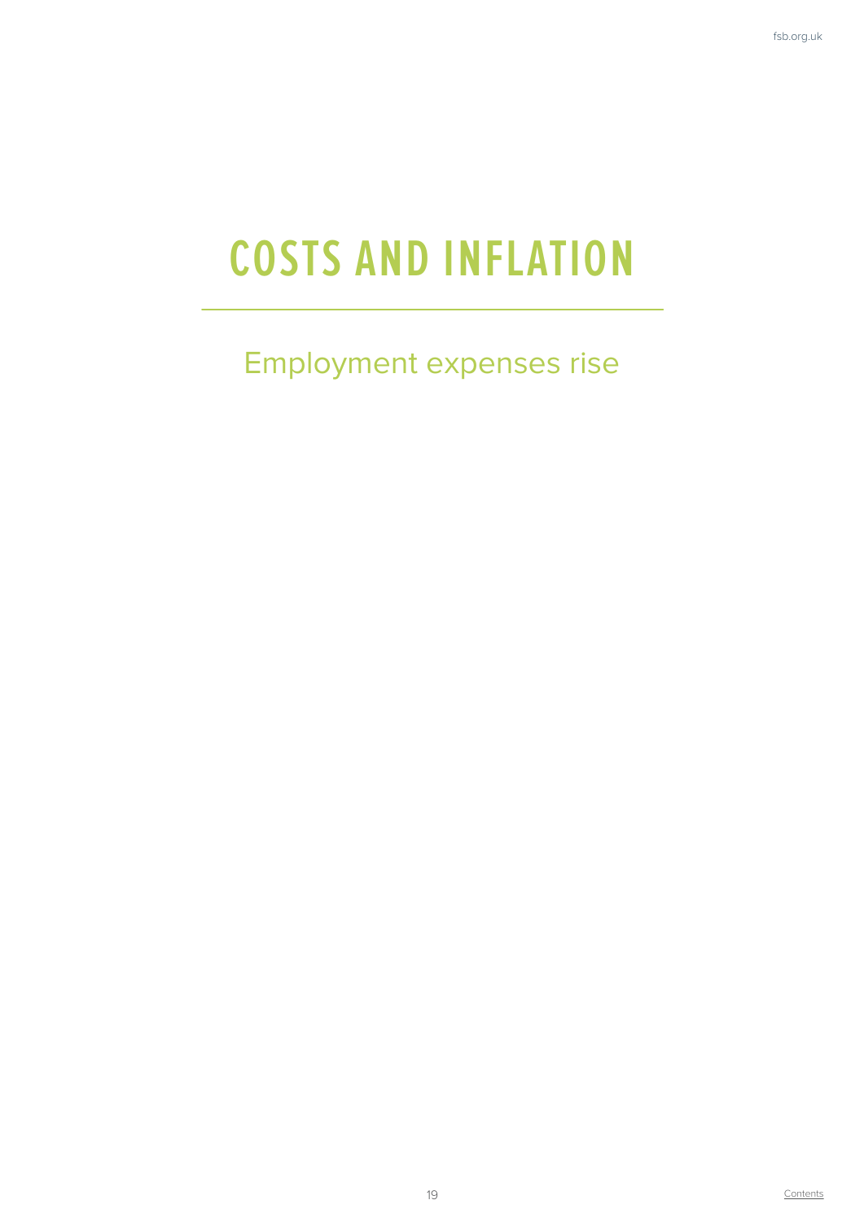# COSTS AND INFLATION

Employment expenses rise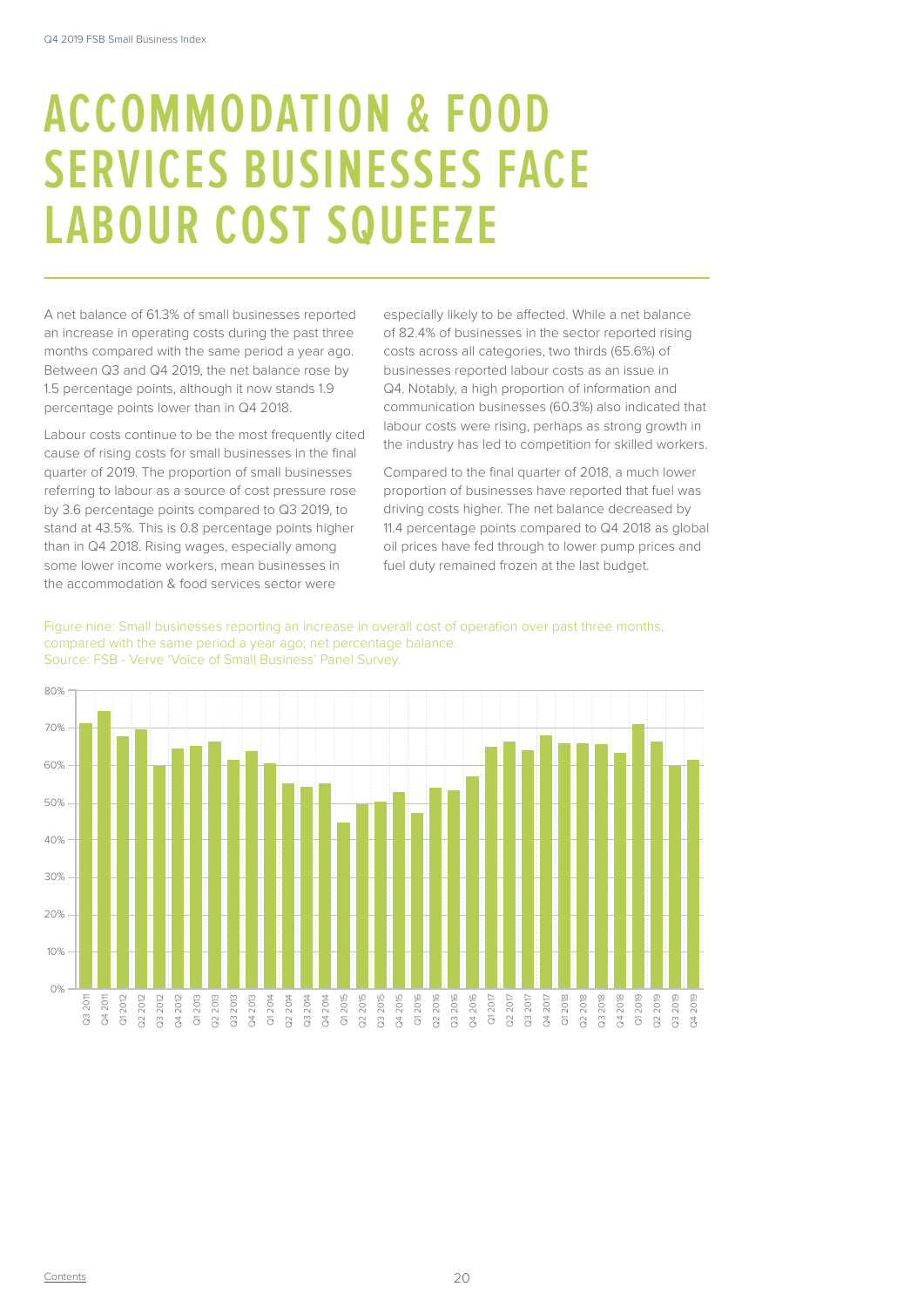# ACCOMMODATION & FOOD SERVICES BUSINESSES FACE LABOUR COST SQUEEZE

A net balance of 61.3% of small businesses reported an increase in operating costs during the past three months compared with the same period a year ago. Between Q3 and Q4 2019, the net balance rose by 1.5 percentage points, although it now stands 1.9 percentage points lower than in Q4 2018.

Labour costs continue to be the most frequently cited cause of rising costs for small businesses in the final quarter of 2019. The proportion of small businesses referring to labour as a source of cost pressure rose by 3.6 percentage points compared to Q3 2019, to stand at 43.5%. This is 0.8 percentage points higher than in Q4 2018. Rising wages, especially among some lower income workers, mean businesses in the accommodation & food services sector were especially likely to be affected. While a net balance of 82.4% of businesses in the sector reported rising costs across all categories, two thirds (65.6%) of businesses reported labour costs as an issue in Q4. Notably, a high proportion of information and communication businesses (60.3%) also indicated that labour costs were rising, perhaps as strong growth in the industry has led to competition for skilled workers.

Compared to the final quarter of 2018, a much lower proportion of businesses have reported that fuel was driving costs higher. The net balance decreased by 11.4 percentage points compared to Q4 2018 as global oil prices have fed through to lower pump prices and fuel duty remained frozen at the last budget.

Figure nine: Small businesses reporting an increase in overall cost of operation over past three months, compared with the same period a year ago; net percentage balance.
Source: FSB - Verve 'Voice of Small Business' Panel Survey.

80%
70%
60%
50%
40%
30%
20%
10%
0%

Q3 2011, Q4 2011, Q1 2012, Q2 2012, Q3 2012, Q4 2012, Q1 2013, Q2 2013, Q3 2013, Q4 2013, Q1 2014, Q2 2014, Q3 2014, Q4 2014, Q1 2015, Q2 2015, Q3 2015, Q4 2015, Q1 2016, Q2 2016, Q3 2016, Q4 2016, Q1 2017, Q2 2017, Q3 2017, Q4 2017, Q1 2018, Q2 2018, Q3 2018, Q4 2018, Q1 2019, Q2 2019, Q3 2019, Q4 2019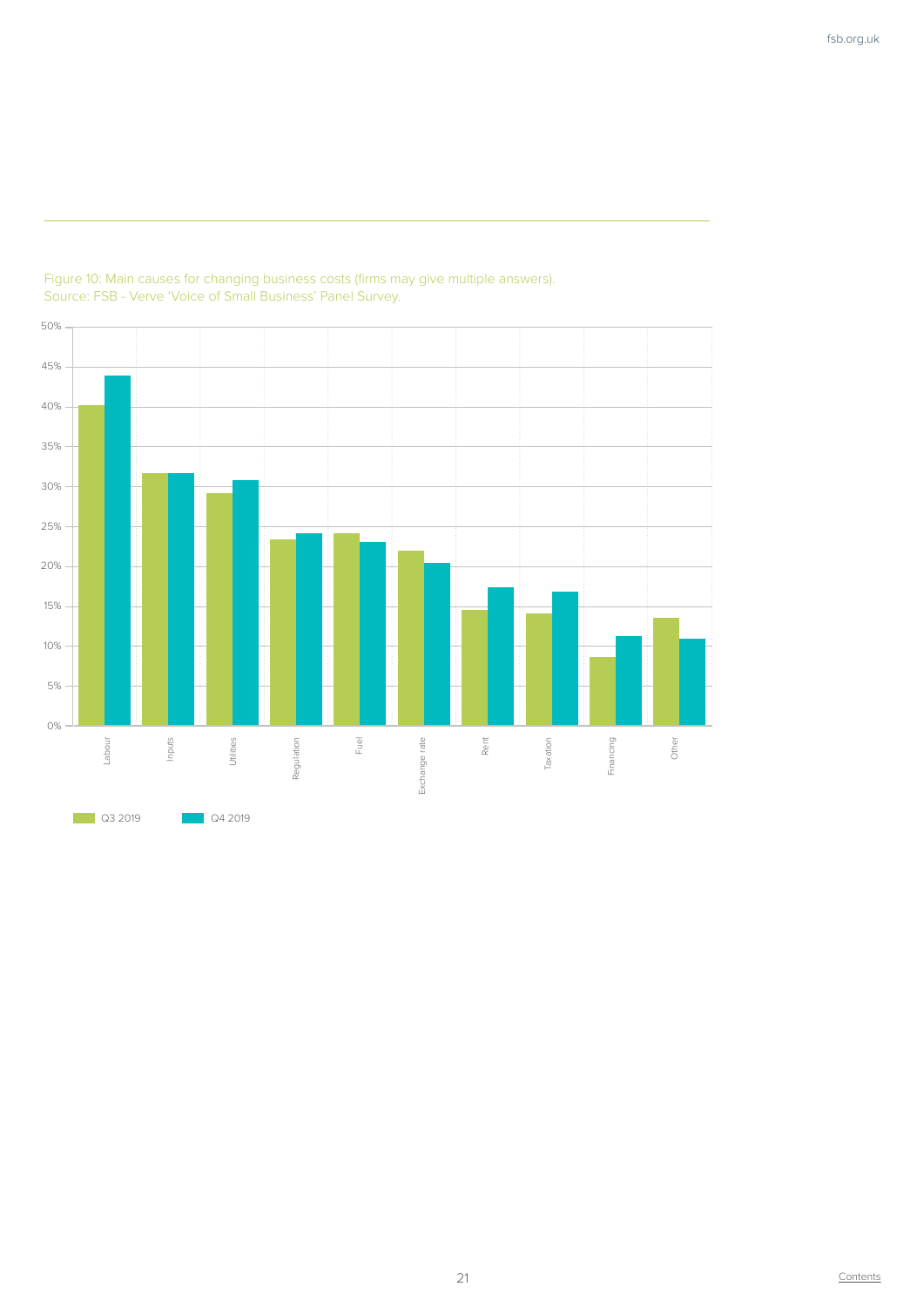Figure 10: Main causes for changing business costs (firms may give multiple answers).
Source: FSB - Verve 'Voice of Small Business' Panel Survey.

50%
45%
40%
35%
30%
25%
20%
15%
10%
5%
0%

Labour
Inputs
Utilities
Regulation
Fuel
Exchange rate
Rent
Taxation
Financing
Other

Q3 2019
Q4 2019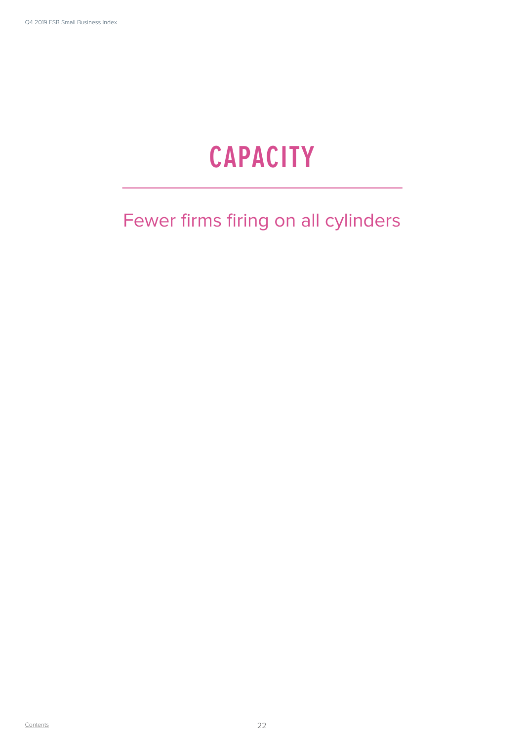# CAPACITY

Fewer firms firing on all cylinders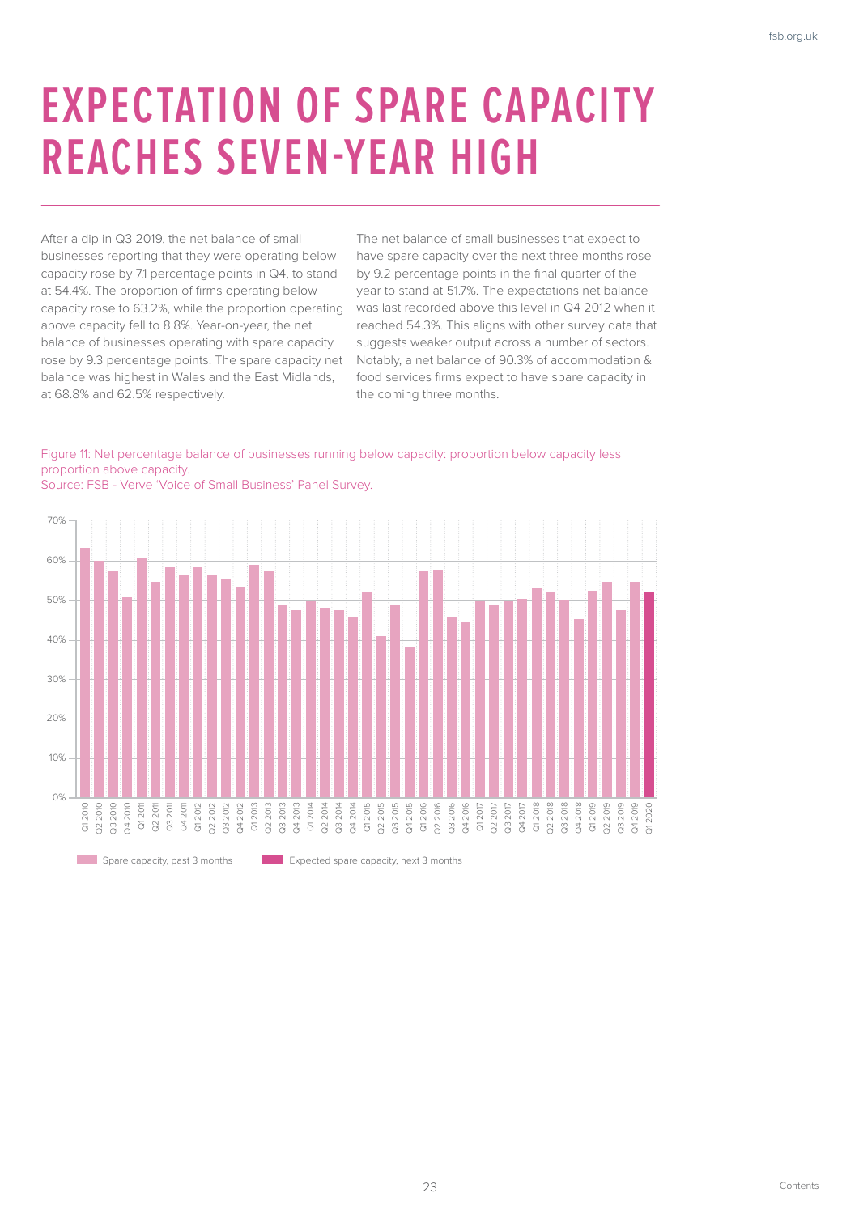# EXPECTATION OF SPARE CAPACITY REACHES SEVEN-YEAR HIGH

After a dip in Q3 2019, the net balance of small businesses reporting that they were operating below capacity rose by 7.1 percentage points in Q4, to stand at 54.4%. The proportion of firms operating below capacity rose to 63.2%, while the proportion operating above capacity fell to 8.8%. Year-on-year, the net balance of businesses operating with spare capacity rose by 9.3 percentage points. The spare capacity net balance was highest in Wales and the East Midlands, at 68.8% and 62.5% respectively.

The net balance of small businesses that expect to have spare capacity over the next three months rose by 9.2 percentage points in the final quarter of the year to stand at 51.7%. The expectations net balance was last recorded above this level in Q4 2012 when it reached 54.3%. This aligns with other survey data that suggests weaker output across a number of sectors. Notably, a net balance of 90.3% of accommodation & food services firms expect to have spare capacity in the coming three months.

Figure 11: Net percentage balance of businesses running below capacity: proportion below capacity less proportion above capacity.
Source: FSB - Verve 'Voice of Small Business' Panel Survey.

70%
60%
50%
40%
30%
20%
10%
0%

Q1 2010, Q2 2010, Q3 2010, Q4 2010, Q1 2011, Q2 2011, Q3 2011, Q4 2011, Q1 2012, Q2 2012, Q3 2012, Q4 2012, Q1 2013, Q2 2013, Q3 2013, Q4 2013, Q1 2014, Q2 2014, Q3 2014, Q4 2014, Q1 2015, Q2 2015, Q3 2015, Q4 2015, Q1 2016, Q2 2016, Q3 2016, Q4 2016, Q1 2017, Q2 2017, Q3 2017, Q4 2017, Q1 2018, Q2 2018, Q3 2018, Q4 2018, Q1 2019, Q2 2019, Q3 2019, Q4 2019, Q1 2020

Spare capacity, past 3 months
Expected spare capacity, next 3 months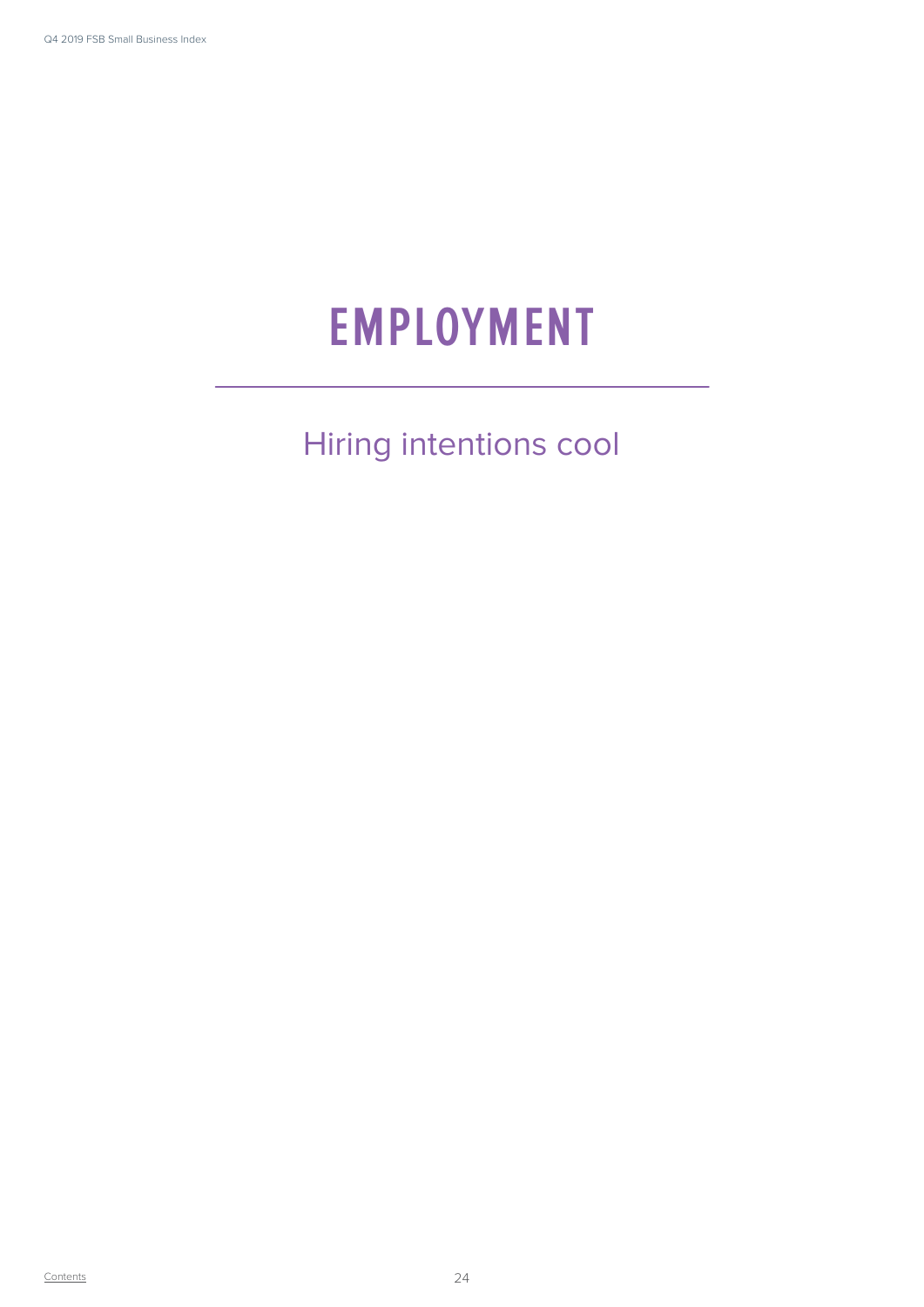# EMPLOYMENT

Hiring intentions cool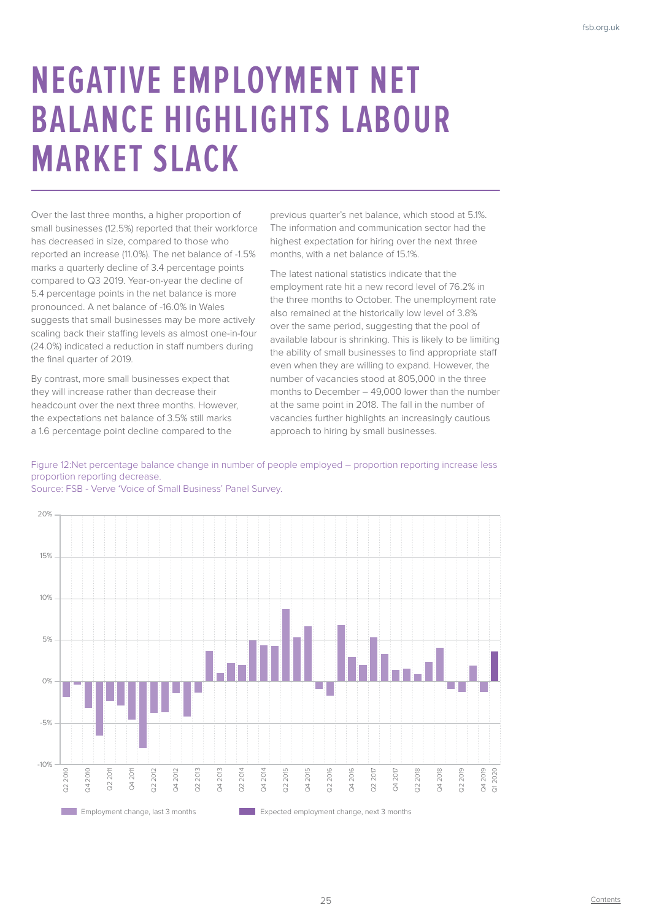# NEGATIVE EMPLOYMENT NET BALANCE HIGHLIGHTS LABOUR MARKET SLACK

Over the last three months, a higher proportion of small businesses (12.5%) reported that their workforce has decreased in size, compared to those who reported an increase (11.0%). The net balance of -1.5% marks a quarterly decline of 3.4 percentage points compared to Q3 2019. Year-on-year the decline of 5.4 percentage points in the net balance is more pronounced. A net balance of -16.0% in Wales suggests that small businesses may be more actively scaling back their staffing levels as almost one-in-four (24.0%) indicated a reduction in staff numbers during the final quarter of 2019.

By contrast, more small businesses expect that they will increase rather than decrease their headcount over the next three months. However, the expectations net balance of 3.5% still marks a 1.6 percentage point decline compared to the previous quarter's net balance, which stood at 5.1%. The information and communication sector had the highest expectation for hiring over the next three months, with a net balance of 15.1%.

The latest national statistics indicate that the employment rate hit a new record level of 76.2% in the three months to October. The unemployment rate also remained at the historically low level of 3.8% over the same period, suggesting that the pool of available labour is shrinking. This is likely to be limiting the ability of small businesses to find appropriate staff even when they are willing to expand. However, the number of vacancies stood at 805,000 in the three months to December – 49,000 lower than the number at the same point in 2018. The fall in the number of vacancies further highlights an increasingly cautious approach to hiring by small businesses.

Figure 12:Net percentage balance change in number of people employed – proportion reporting increase less proportion reporting decrease.
Source: FSB - Verve 'Voice of Small Business' Panel Survey.

20%
15%
10%
5%
0%
-5%
-10%

Q2 2010, Q4 2010, Q2 2011, Q4 2011, Q2 2012, Q4 2012, Q2 2013, Q4 2013, Q2 2014, Q4 2014, Q2 2015, Q4 2015, Q2 2016, Q4 2016, Q2 2017, Q4 2017, Q2 2018, Q4 2018, Q2 2019, Q4 2019, Q1 2020

Employment change, last 3 months
Expected employment change, next 3 months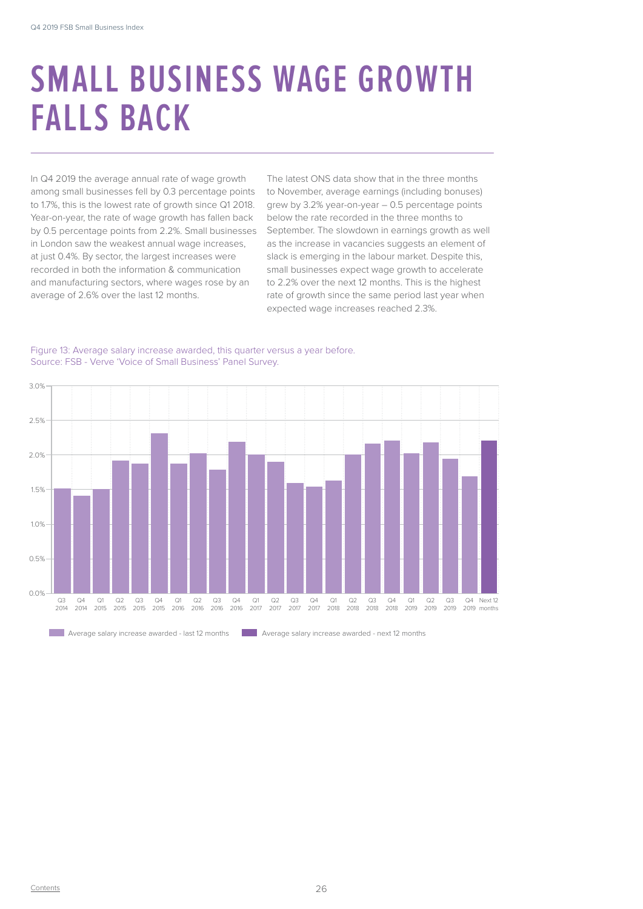# SMALL BUSINESS WAGE GROWTH FALLS BACK

In Q4 2019 the average annual rate of wage growth among small businesses fell by 0.3 percentage points to 1.7%, this is the lowest rate of growth since Q1 2018. Year-on-year, the rate of wage growth has fallen back by 0.5 percentage points from 2.2%. Small businesses in London saw the weakest annual wage increases, at just 0.4%. By sector, the largest increases were recorded in both the information & communication and manufacturing sectors, where wages rose by an average of 2.6% over the last 12 months.

The latest ONS data show that in the three months to November, average earnings (including bonuses) grew by 3.2% year-on-year – 0.5 percentage points below the rate recorded in the three months to September. The slowdown in earnings growth as well as the increase in vacancies suggests an element of slack is emerging in the labour market. Despite this, small businesses expect wage growth to accelerate to 2.2% over the next 12 months. This is the highest rate of growth since the same period last year when expected wage increases reached 2.3%.

Figure 13: Average salary increase awarded, this quarter versus a year before.
Source: FSB - Verve 'Voice of Small Business' Panel Survey.

3.0%
2.5%
2.0%
1.5%
1.0%
0.5%
0.0%

Q3 2014, Q4 2014, Q1 2015, Q2 2015, Q3 2015, Q4 2015, Q1 2016, Q2 2016, Q3 2016, Q4 2016, Q1 2017, Q2 2017, Q3 2017, Q4 2017, Q1 2018, Q2 2018, Q3 2018, Q4 2018, Q1 2019, Q2 2019, Q3 2019, Q4 2019, Next 12 months

Average salary increase awarded - last 12 months
Average salary increase awarded - next 12 months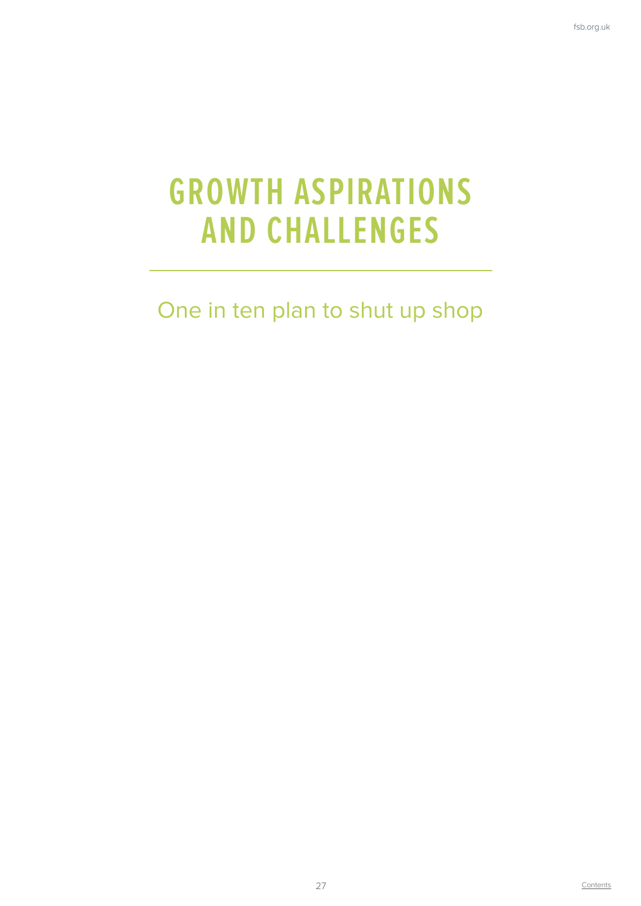# GROWTH ASPIRATIONS AND CHALLENGES

---

One in ten plan to shut up shop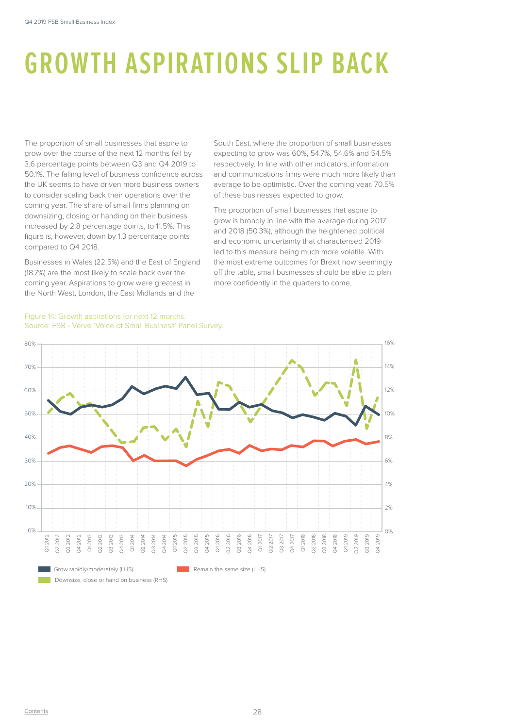# GROWTH ASPIRATIONS SLIP BACK

The proportion of small businesses that aspire to grow over the course of the next 12 months fell by 3.6 percentage points between Q3 and Q4 2019 to 50.1%. The falling level of business confidence across the UK seems to have driven more business owners to consider scaling back their operations over the coming year. The share of small firms planning on downsizing, closing or handing on their business increased by 2.8 percentage points, to 11.5%. This figure is, however, down by 1.3 percentage points compared to Q4 2018.

Businesses in Wales (22.5%) and the East of England (18.7%) are the most likely to scale back over the coming year. Aspirations to grow were greatest in the North West, London, the East Midlands and the South East, where the proportion of small businesses expecting to grow was 60%, 54.7%, 54.6% and 54.5% respectively. In line with other indicators, information and communications firms were much more likely than average to be optimistic. Over the coming year, 70.5% of these businesses expected to grow.

The proportion of small businesses that aspire to grow is broadly in line with the average during 2017 and 2018 (50.3%), although the heightened political and economic uncertainty that characterised 2019 led to this measure being much more volatile. With the most extreme outcomes for Brexit now seemingly off the table, small businesses should be able to plan more confidently in the quarters to come.

Figure 14: Growth aspirations for next 12 months.
Source: FSB - Verve 'Voice of Small Business' Panel Survey.

80%, 70%, 60%, 50%, 40%, 30%, 20%, 10%, 0%

16%, 14%, 12%, 10%, 8%, 6%, 4%, 2%, 0%

Q1 2012, Q2 2012, Q3 2012, Q4 2012, Q1 2013, Q2 2013, Q3 2013, Q4 2013, Q1 2014, Q2 2014, Q3 2014, Q4 2014, Q1 2015, Q2 2015, Q3 2015, Q4 2015, Q1 2016, Q2 2016, Q3 2016, Q4 2016, Q1 2017, Q2 2017, Q3 2017, Q4 2017, Q1 2018, Q2 2018, Q3 2018, Q4 2018, Q1 2019, Q2 2019, Q3 2019, Q4 2019

Grow rapidly/moderately (LHS)
Remain the same size (LHS)
Downsize, close or hand on business (RHS)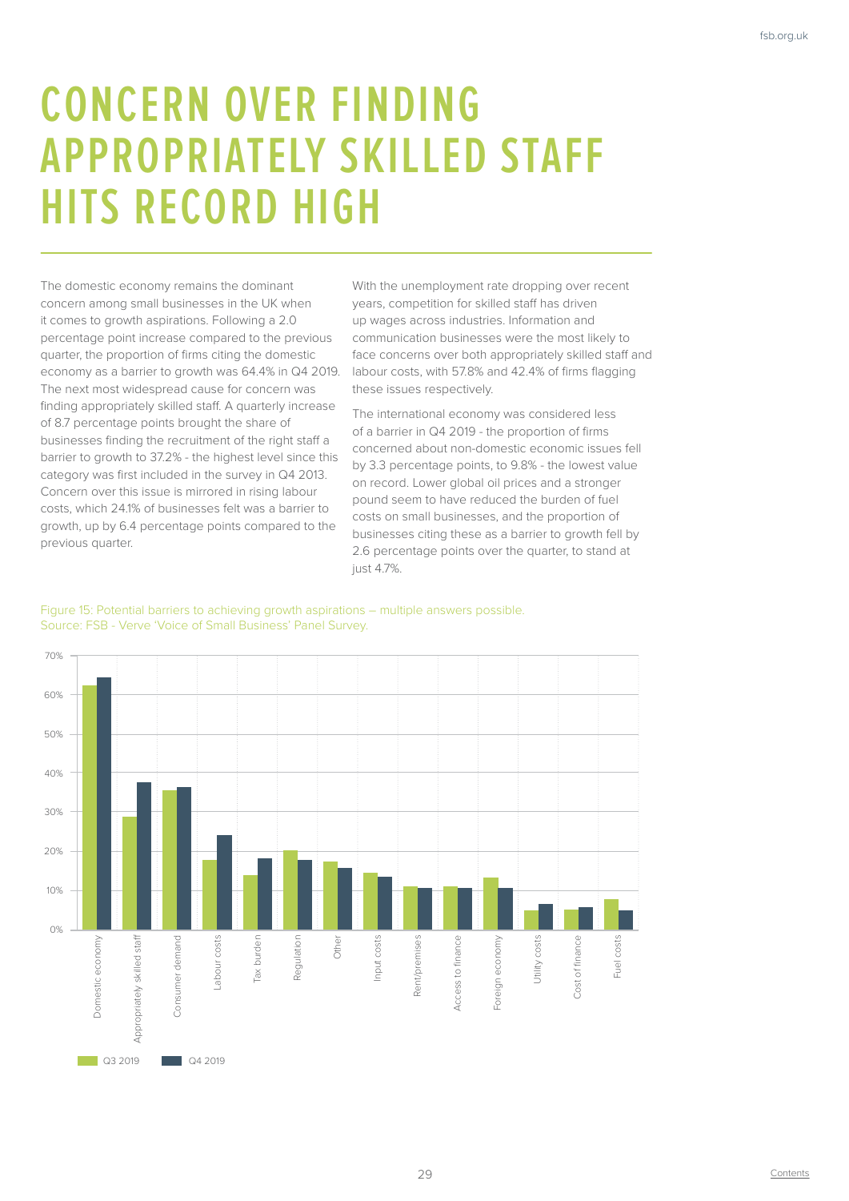# CONCERN OVER FINDING APPROPRIATELY SKILLED STAFF HITS RECORD HIGH

The domestic economy remains the dominant concern among small businesses in the UK when it comes to growth aspirations. Following a 2.0 percentage point increase compared to the previous quarter, the proportion of firms citing the domestic economy as a barrier to growth was 64.4% in Q4 2019. The next most widespread cause for concern was finding appropriately skilled staff. A quarterly increase of 8.7 percentage points brought the share of businesses finding the recruitment of the right staff a barrier to growth to 37.2% - the highest level since this category was first included in the survey in Q4 2013. Concern over this issue is mirrored in rising labour costs, which 24.1% of businesses felt was a barrier to growth, up by 6.4 percentage points compared to the previous quarter.

With the unemployment rate dropping over recent years, competition for skilled staff has driven up wages across industries. Information and communication businesses were the most likely to face concerns over both appropriately skilled staff and labour costs, with 57.8% and 42.4% of firms flagging these issues respectively.

The international economy was considered less of a barrier in Q4 2019 - the proportion of firms concerned about non-domestic economic issues fell by 3.3 percentage points, to 9.8% - the lowest value on record. Lower global oil prices and a stronger pound seem to have reduced the burden of fuel costs on small businesses, and the proportion of businesses citing these as a barrier to growth fell by 2.6 percentage points over the quarter, to stand at just 4.7%.

Figure 15: Potential barriers to achieving growth aspirations – multiple answers possible.
Source: FSB - Verve 'Voice of Small Business' Panel Survey.

70%
60%
50%
40%
30%
20%
10%
0%

Domestic economy
Appropriately skilled staff
Consumer demand
Labour costs
Tax burden
Regulation
Other
Input costs
Rent/premises
Access to finance
Foreign economy
Utility costs
Cost of finance
Fuel costs

Q3 2019
Q4 2019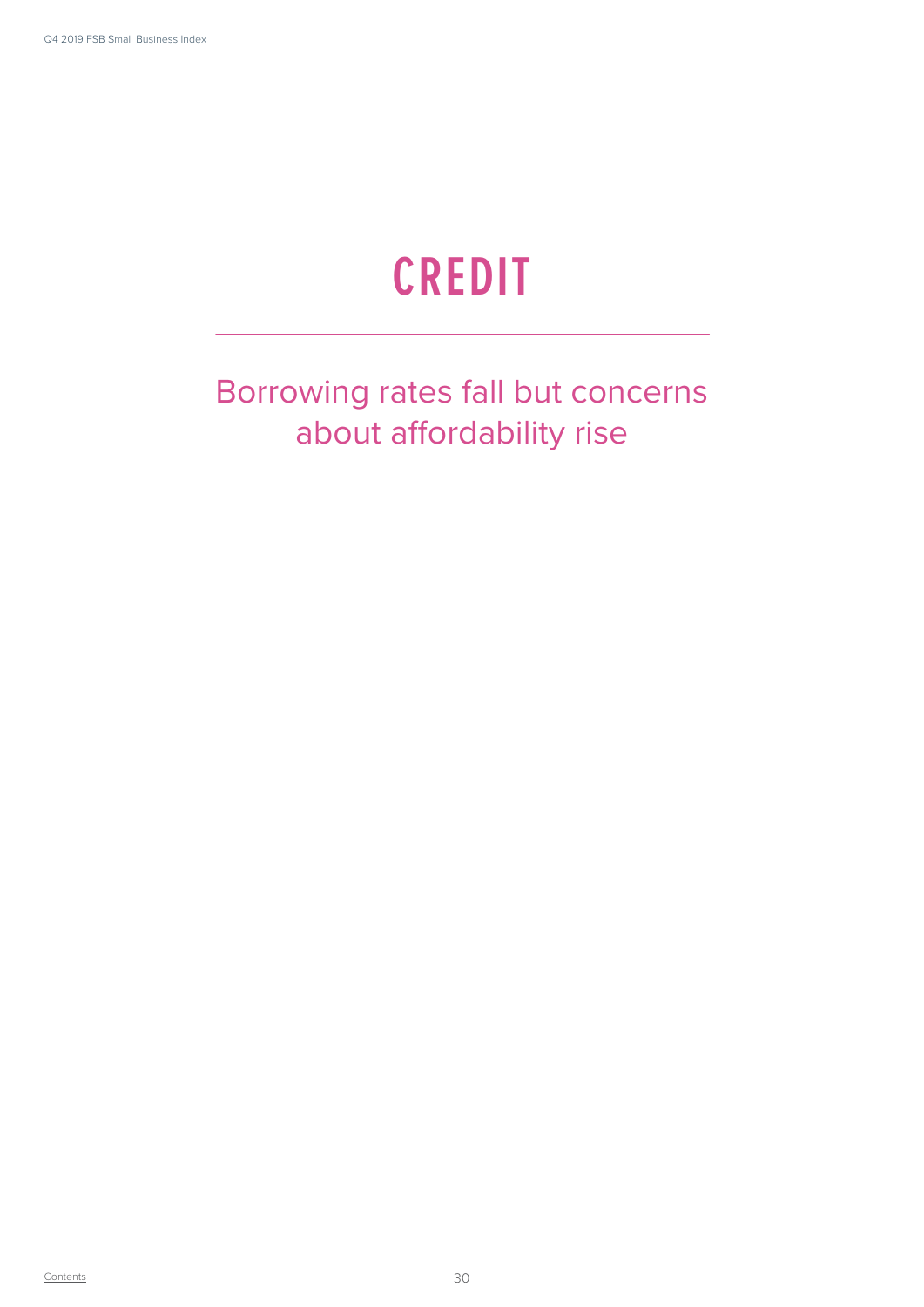# CREDIT

Borrowing rates fall but concerns about affordability rise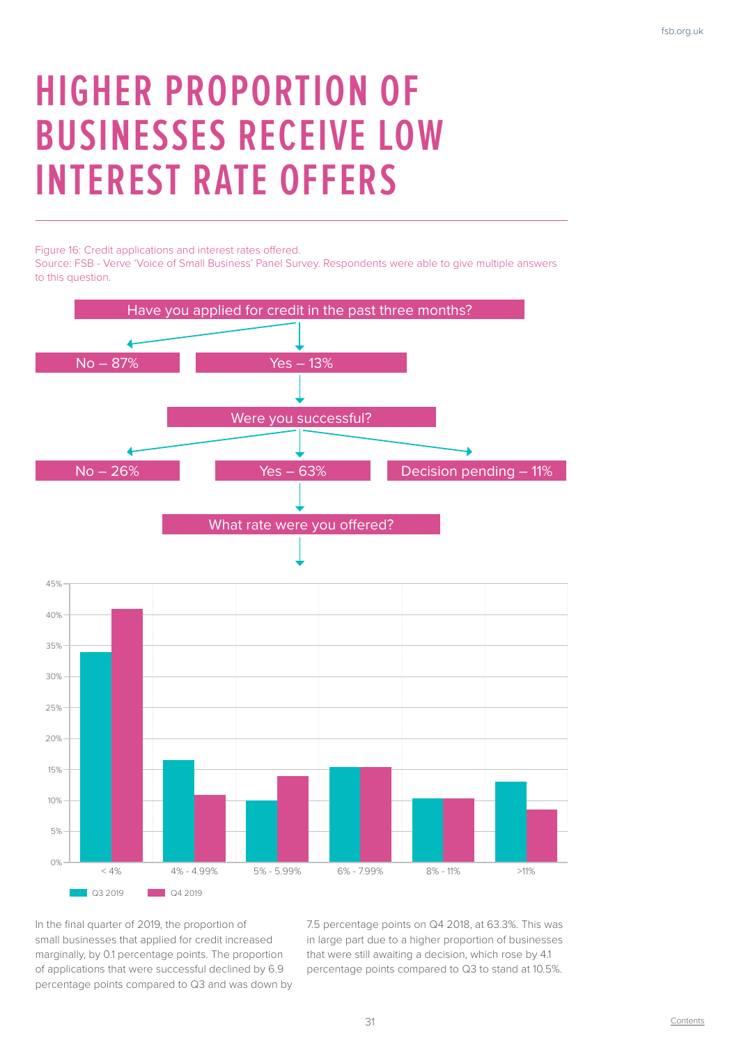# HIGHER PROPORTION OF BUSINESSES RECEIVE LOW INTEREST RATE OFFERS

Figure 16: Credit applications and interest rates offered.
Source: FSB - Verve 'Voice of Small Business' Panel Survey. Respondents were able to give multiple answers to this question.

Have you applied for credit in the past three months?

No – 87%

Yes – 13%

Were you successful?

No – 26%

Yes – 63%

Decision pending – 11%

What rate were you offered?

45%
40%
35%
30%
25%
20%
15%
10%
5%
0%

< 4%
4% - 4.99%
5% - 5.99%
6% - 7.99%
8% - 11%
>11%

Q3 2019
Q4 2019

In the final quarter of 2019, the proportion of small businesses that applied for credit increased marginally, by 0.1 percentage points. The proportion of applications that were successful declined by 6.9 percentage points compared to Q3 and was down by 7.5 percentage points on Q4 2018, at 63.3%. This was in large part due to a higher proportion of businesses that were still awaiting a decision, which rose by 4.1 percentage points compared to Q3 to stand at 10.5%.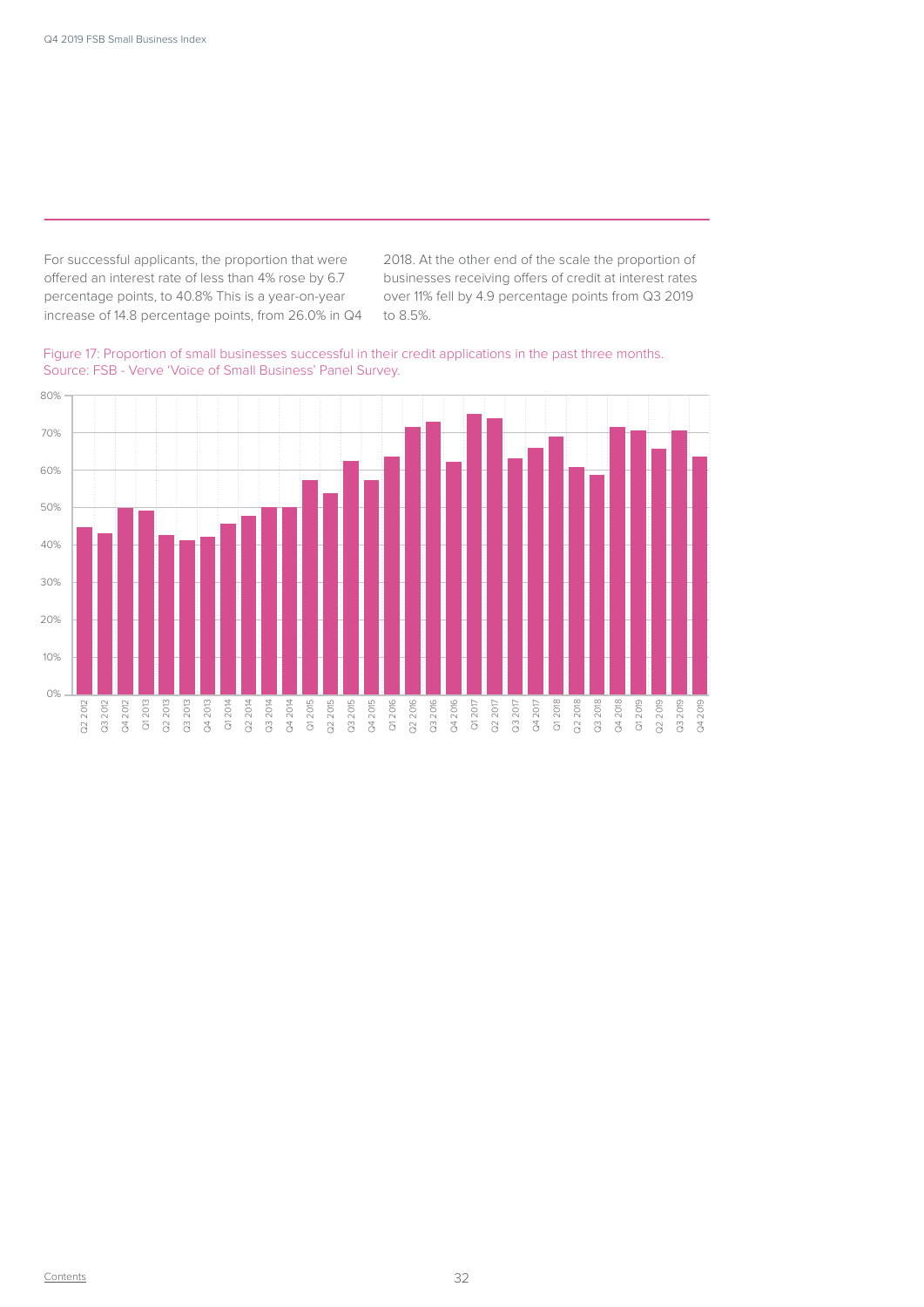For successful applicants, the proportion that were offered an interest rate of less than 4% rose by 6.7 percentage points, to 40.8% This is a year-on-year increase of 14.8 percentage points, from 26.0% in Q4 2018. At the other end of the scale the proportion of businesses receiving offers of credit at interest rates over 11% fell by 4.9 percentage points from Q3 2019 to 8.5%.

Figure 17: Proportion of small businesses successful in their credit applications in the past three months.
Source: FSB - Verve 'Voice of Small Business' Panel Survey.

80%
70%
60%
50%
40%
30%
20%
10%
0%

Q2 2012, Q3 2012, Q4 2012, Q1 2013, Q2 2013, Q3 2013, Q4 2013, Q1 2014, Q2 2014, Q3 2014, Q4 2014, Q1 2015, Q2 2015, Q3 2015, Q4 2015, Q1 2016, Q2 2016, Q3 2016, Q4 2016, Q1 2017, Q2 2017, Q3 2017, Q4 2017, Q1 2018, Q2 2018, Q3 2018, Q4 2018, Q1 2019, Q2 2019, Q3 2019, Q4 2019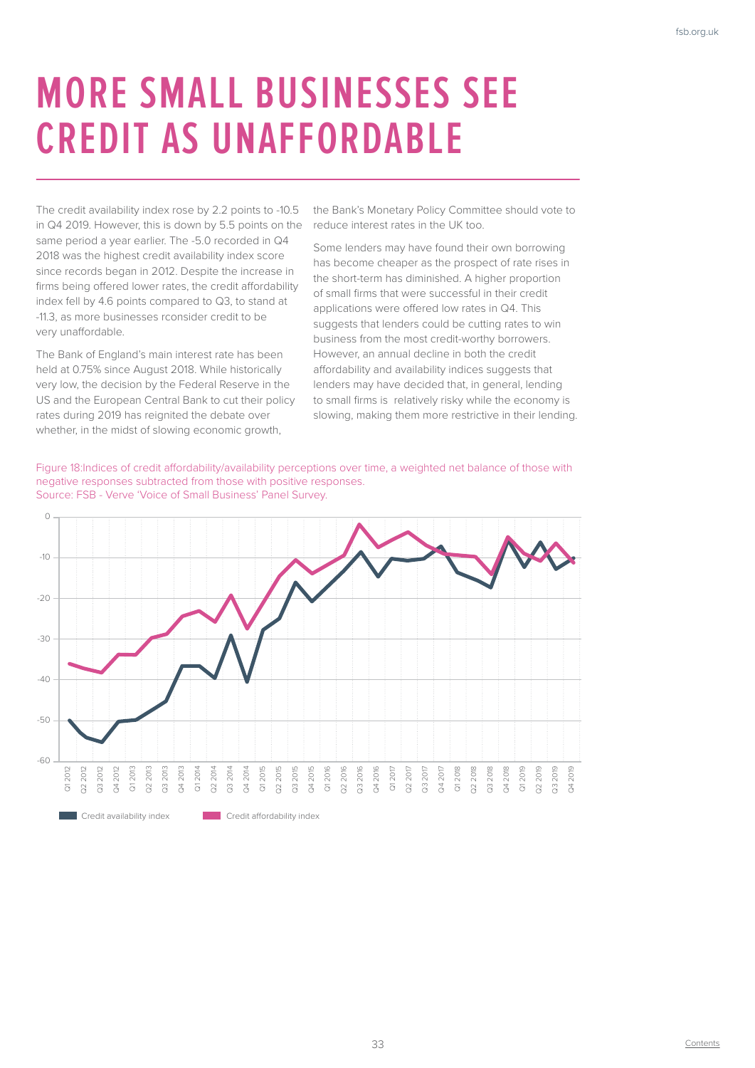# MORE SMALL BUSINESSES SEE CREDIT AS UNAFFORDABLE

The credit availability index rose by 2.2 points to -10.5 in Q4 2019. However, this is down by 5.5 points on the same period a year earlier. The -5.0 recorded in Q4 2018 was the highest credit availability index score since records began in 2012. Despite the increase in firms being offered lower rates, the credit affordability index fell by 4.6 points compared to Q3, to stand at -11.3, as more businesses rconsider credit to be very unaffordable.

The Bank of England's main interest rate has been held at 0.75% since August 2018. While historically very low, the decision by the Federal Reserve in the US and the European Central Bank to cut their policy rates during 2019 has reignited the debate over whether, in the midst of slowing economic growth, the Bank's Monetary Policy Committee should vote to reduce interest rates in the UK too.

Some lenders may have found their own borrowing has become cheaper as the prospect of rate rises in the short-term has diminished. A higher proportion of small firms that were successful in their credit applications were offered low rates in Q4. This suggests that lenders could be cutting rates to win business from the most credit-worthy borrowers. However, an annual decline in both the credit affordability and availability indices suggests that lenders may have decided that, in general, lending to small firms is relatively risky while the economy is slowing, making them more restrictive in their lending.

Figure 18:Indices of credit affordability/availability perceptions over time, a weighted net balance of those with negative responses subtracted from those with positive responses.
Source: FSB - Verve 'Voice of Small Business' Panel Survey.

0
-10
-20
-30
-40
-50
-60

Q1 2012, Q2 2012, Q3 2012, Q4 2012, Q1 2013, Q2 2013, Q3 2013, Q4 2013, Q1 2014, Q2 2014, Q3 2014, Q4 2014, Q1 2015, Q2 2015, Q3 2015, Q4 2015, Q1 2016, Q2 2016, Q3 2016, Q4 2016, Q1 2017, Q2 2017, Q3 2017, Q4 2017, Q1 2018, Q2 2018, Q3 2018, Q4 2018, Q1 2019, Q2 2019, Q3 2019, Q4 2019

Credit availability index
Credit affordability index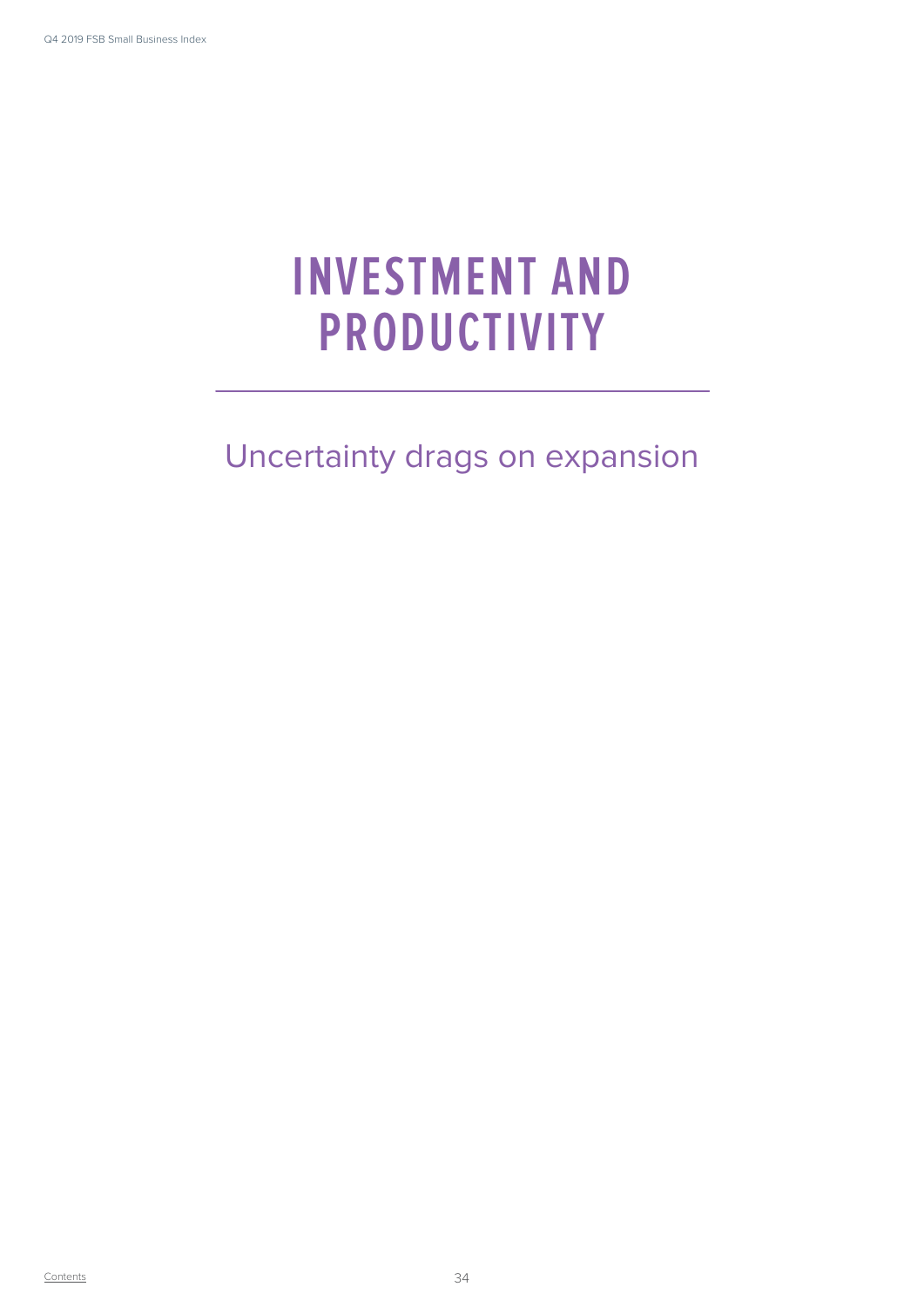# INVESTMENT AND PRODUCTIVITY

Uncertainty drags on expansion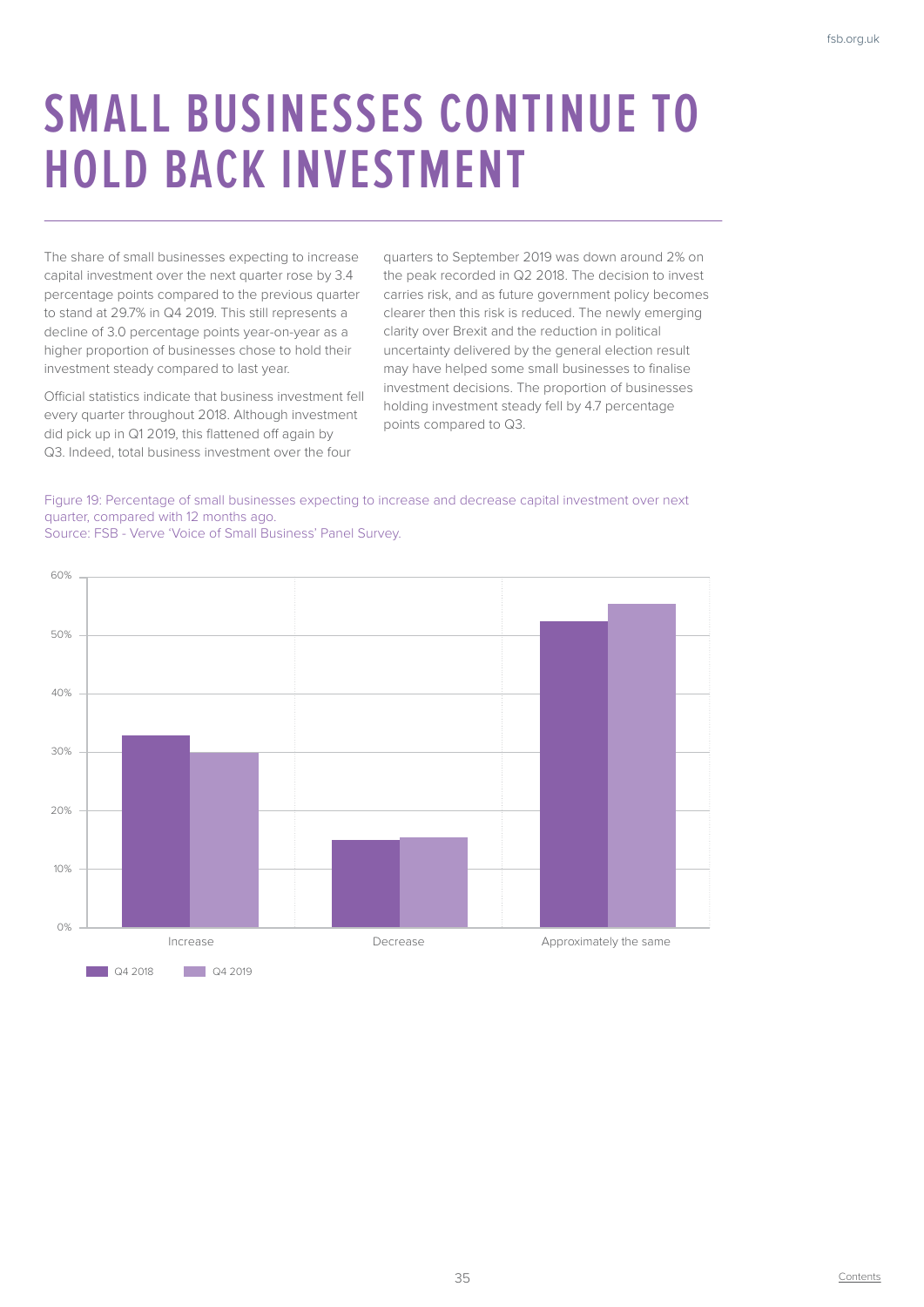# SMALL BUSINESSES CONTINUE TO HOLD BACK INVESTMENT

The share of small businesses expecting to increase capital investment over the next quarter rose by 3.4 percentage points compared to the previous quarter to stand at 29.7% in Q4 2019. This still represents a decline of 3.0 percentage points year-on-year as a higher proportion of businesses chose to hold their investment steady compared to last year.

Official statistics indicate that business investment fell every quarter throughout 2018. Although investment did pick up in Q1 2019, this flattened off again by Q3. Indeed, total business investment over the four quarters to September 2019 was down around 2% on the peak recorded in Q2 2018. The decision to invest carries risk, and as future government policy becomes clearer then this risk is reduced. The newly emerging clarity over Brexit and the reduction in political uncertainty delivered by the general election result may have helped some small businesses to finalise investment decisions. The proportion of businesses holding investment steady fell by 4.7 percentage points compared to Q3.

Figure 19: Percentage of small businesses expecting to increase and decrease capital investment over next quarter, compared with 12 months ago.
Source: FSB - Verve 'Voice of Small Business' Panel Survey.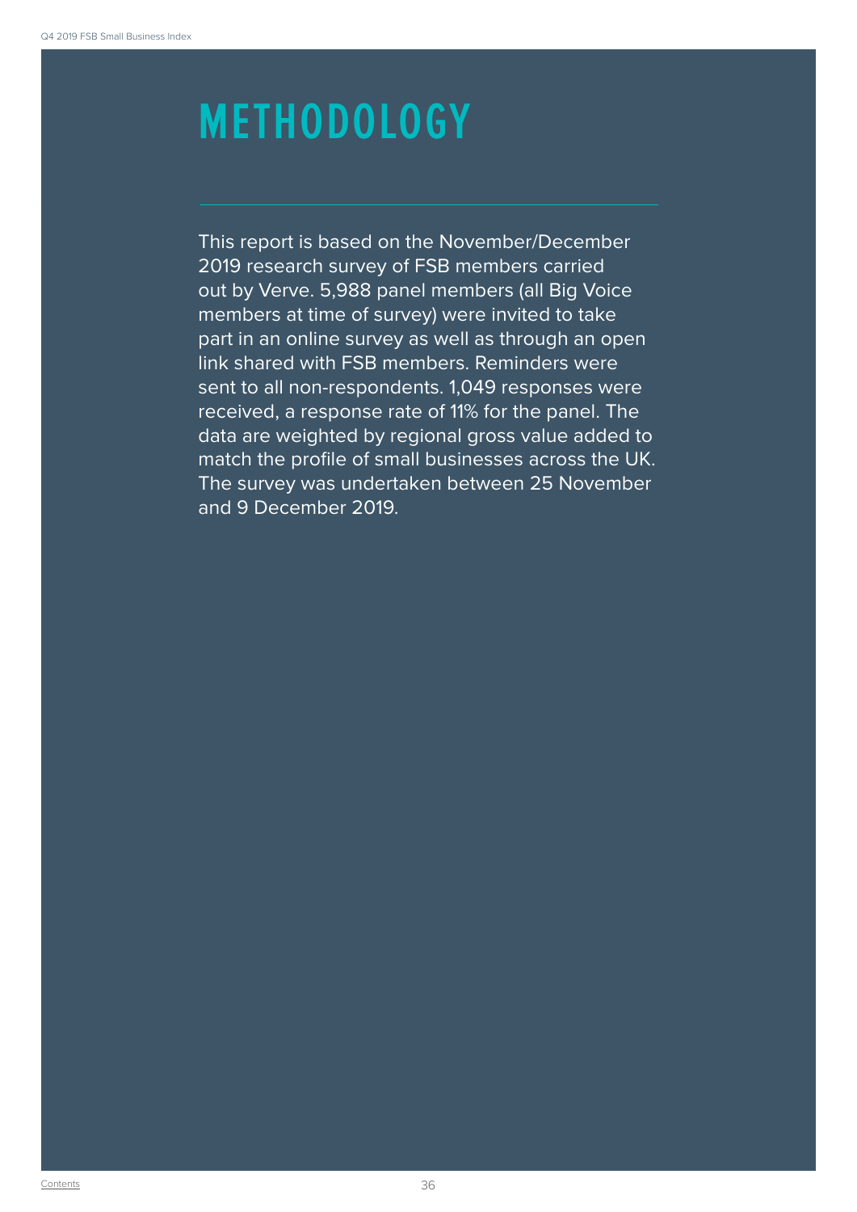# METHODOLOGY

This report is based on the November/December 2019 research survey of FSB members carried out by Verve. 5,988 panel members (all Big Voice members at time of survey) were invited to take part in an online survey as well as through an open link shared with FSB members. Reminders were sent to all non-respondents. 1,049 responses were received, a response rate of 11% for the panel. The data are weighted by regional gross value added to match the profile of small businesses across the UK. The survey was undertaken between 25 November and 9 December 2019.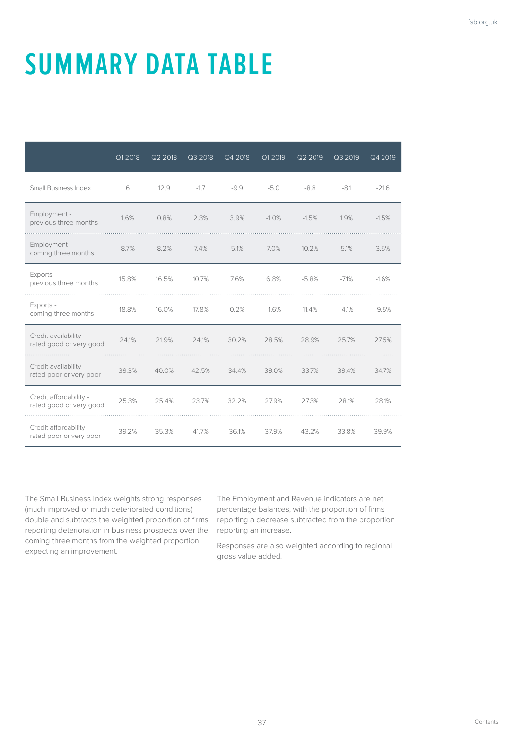# SUMMARY DATA TABLE

| | Q1 2018 | Q2 2018 | Q3 2018 | Q4 2018 | Q1 2019 | Q2 2019 | Q3 2019 | Q4 2019 |
|---|---|---|---|---|---|---|---|---|
| Small Business Index | 6 | 12.9 | -1.7 | -9.9 | -5.0 | -8.8 | -8.1 | -21.6 |
| Employment - previous three months | 1.6% | 0.8% | 2.3% | 3.9% | -1.0% | -1.5% | 1.9% | -1.5% |
| Employment - coming three months | 8.7% | 8.2% | 7.4% | 5.1% | 7.0% | 10.2% | 5.1% | 3.5% |
| Exports - previous three months | 15.8% | 16.5% | 10.7% | 7.6% | 6.8% | -5.8% | -7.1% | -1.6% |
| Exports - coming three months | 18.8% | 16.0% | 17.8% | 0.2% | -1.6% | 11.4% | -4.1% | -9.5% |
| Credit availability - rated good or very good | 24.1% | 21.9% | 24.1% | 30.2% | 28.5% | 28.9% | 25.7% | 27.5% |
| Credit availability - rated poor or very poor | 39.3% | 40.0% | 42.5% | 34.4% | 39.0% | 33.7% | 39.4% | 34.7% |
| Credit affordability - rated good or very good | 25.3% | 25.4% | 23.7% | 32.2% | 27.9% | 27.3% | 28.1% | 28.1% |
| Credit affordability - rated poor or very poor | 39.2% | 35.3% | 41.7% | 36.1% | 37.9% | 43.2% | 33.8% | 39.9% |

The Small Business Index weights strong responses (much improved or much deteriorated conditions) double and subtracts the weighted proportion of firms reporting deterioration in business prospects over the coming three months from the weighted proportion expecting an improvement.

The Employment and Revenue indicators are net percentage balances, with the proportion of firms reporting a decrease subtracted from the proportion reporting an increase.

Responses are also weighted according to regional gross value added.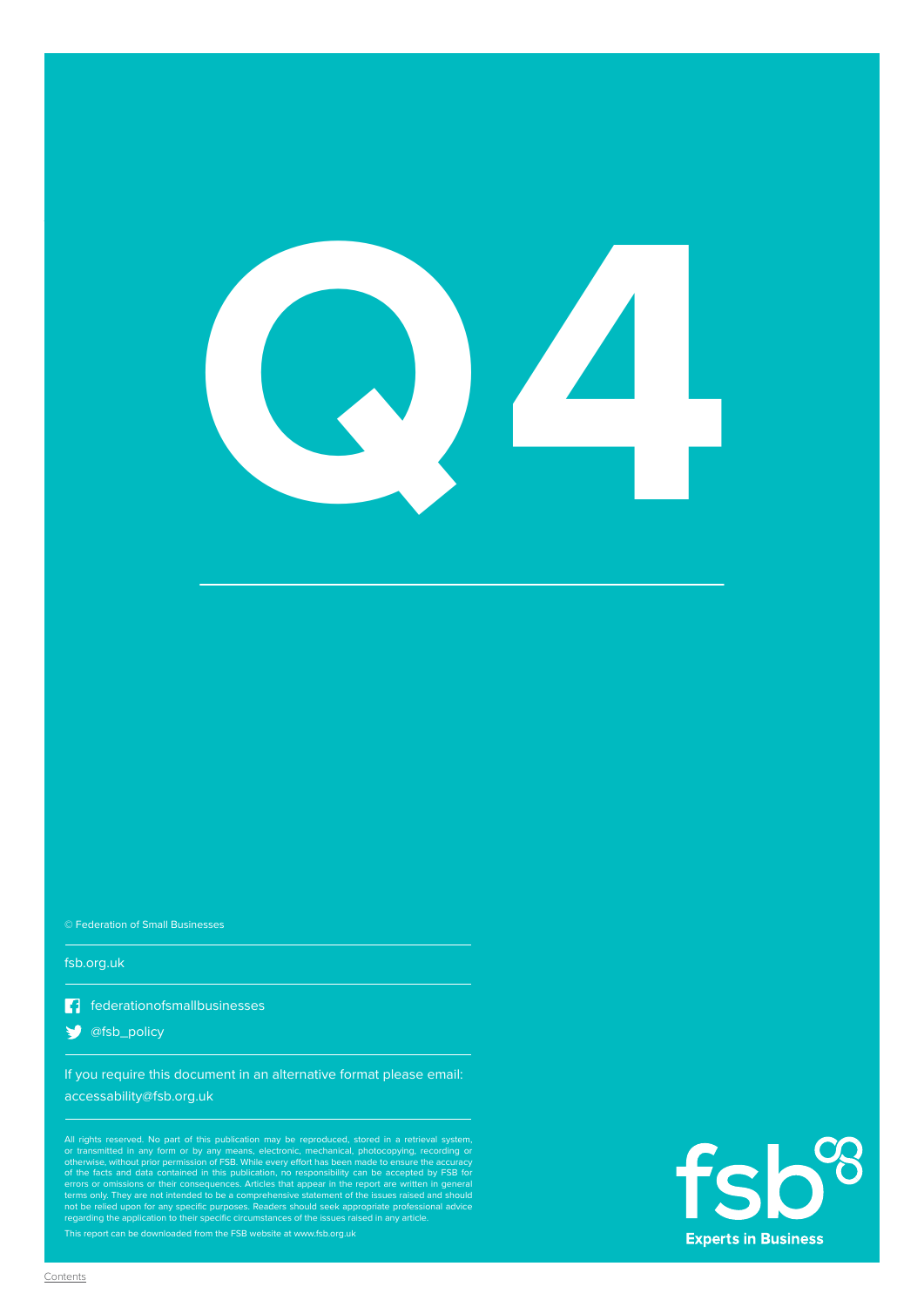# Q4

© Federation of Small Businesses

fsb.org.uk

federationofsmallbusinesses

@fsb_policy

If you require this document in an alternative format please email: accessability@fsb.org.uk

All rights reserved. No part of this publication may be reproduced, stored in a retrieval system, or transmitted in any form or by any means, electronic, mechanical, photocopying, recording or otherwise, without prior permission of FSB. While every effort has been made to ensure the accuracy of the facts and data contained in this publication, no responsibility can be accepted by FSB for errors or omissions or their consequences. Articles that appear in the report are written in general terms only. They are not intended to be a comprehensive statement of the issues raised and should not be relied upon for any specific purposes. Readers should seek appropriate professional advice regarding the application to their specific circumstances of the issues raised in any article.

This report can be downloaded from the FSB website at www.fsb.org.uk

fsb

Experts in Business

Contents